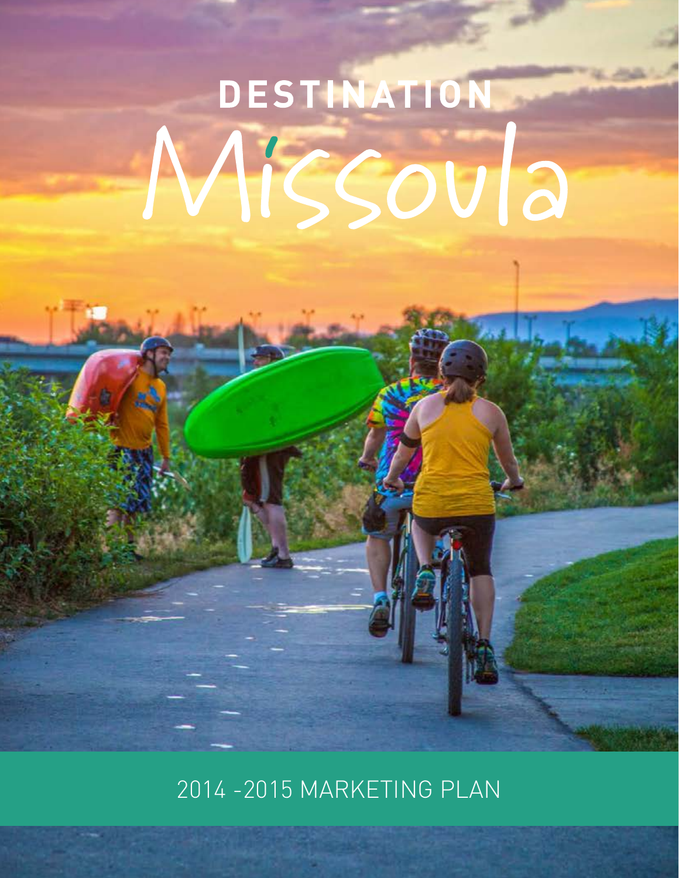# DESTINATION Missoula

2014 -2015 MARKETING PLAN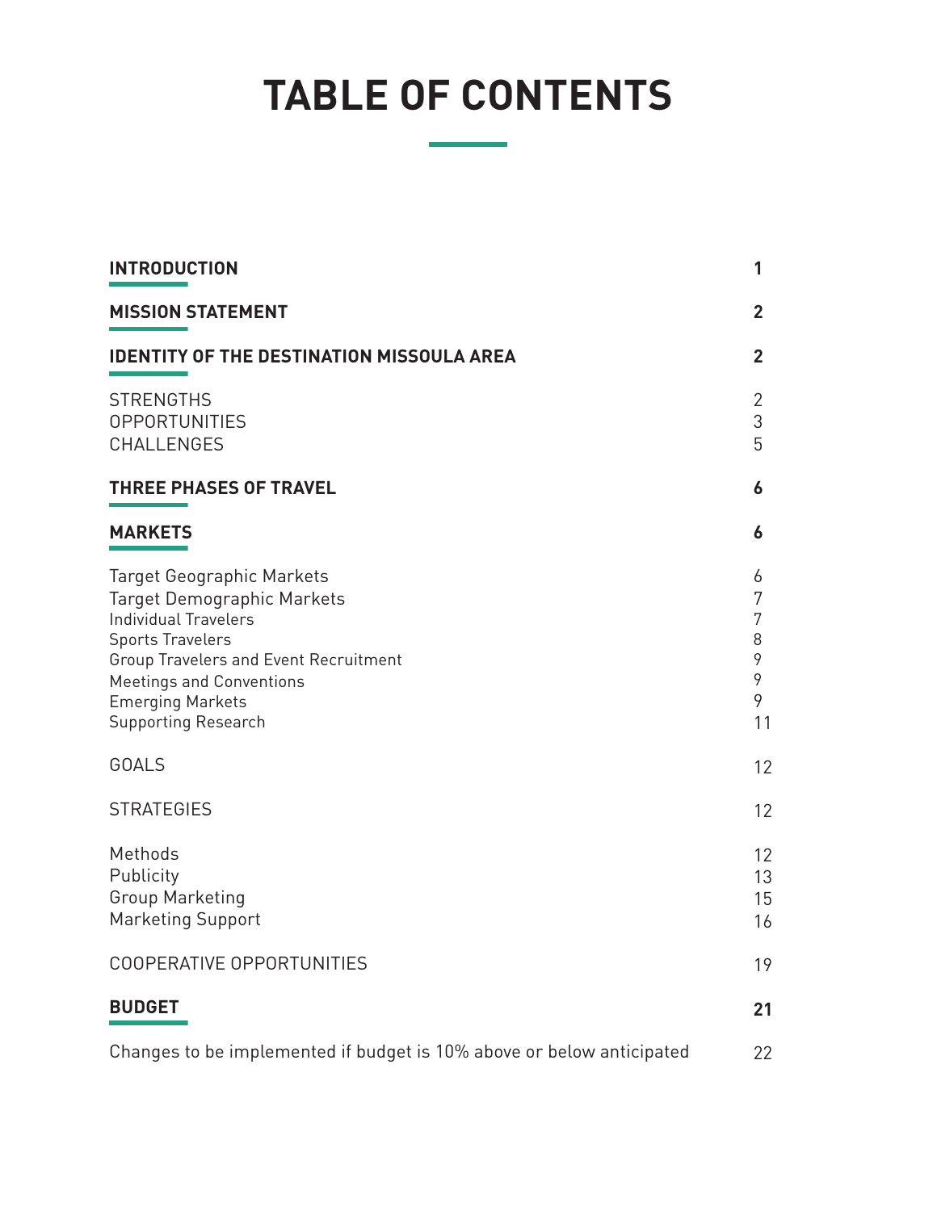# TABLE OF CONTENTS

| | |
|---|---|
| **INTRODUCTION** | **1** |
| **MISSION STATEMENT** | **2** |
| **IDENTITY OF THE DESTINATION MISSOULA AREA** | **2** |
| STRENGTHS | 2 |
| OPPORTUNITIES | 3 |
| CHALLENGES | 5 |
| **THREE PHASES OF TRAVEL** | **6** |
| **MARKETS** | **6** |
| Target Geographic Markets | 6 |
| Target Demographic Markets | 7 |
| Individual Travelers | 7 |
| Sports Travelers | 8 |
| Group Travelers and Event Recruitment | 9 |
| Meetings and Conventions | 9 |
| Emerging Markets | 9 |
| Supporting Research | 11 |
| GOALS | 12 |
| STRATEGIES | 12 |
| Methods | 12 |
| Publicity | 13 |
| Group Marketing | 15 |
| Marketing Support | 16 |
| COOPERATIVE OPPORTUNITIES | 19 |
| **BUDGET** | **21** |
| Changes to be implemented if budget is 10% above or below anticipated | 22 |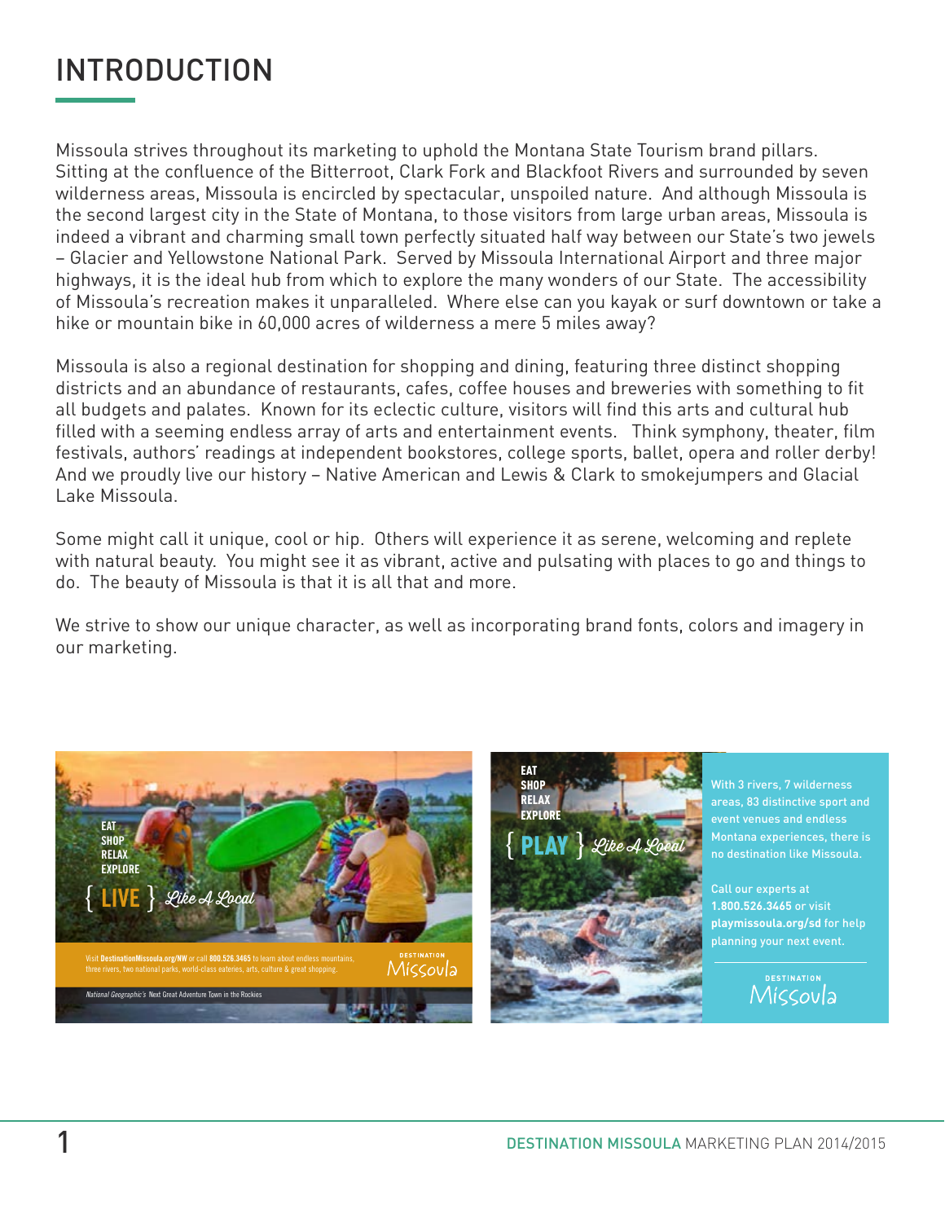# INTRODUCTION

Missoula strives throughout its marketing to uphold the Montana State Tourism brand pillars. Sitting at the confluence of the Bitterroot, Clark Fork and Blackfoot Rivers and surrounded by seven wilderness areas, Missoula is encircled by spectacular, unspoiled nature. And although Missoula is the second largest city in the State of Montana, to those visitors from large urban areas, Missoula is indeed a vibrant and charming small town perfectly situated half way between our State's two jewels – Glacier and Yellowstone National Park. Served by Missoula International Airport and three major highways, it is the ideal hub from which to explore the many wonders of our State. The accessibility of Missoula's recreation makes it unparalleled. Where else can you kayak or surf downtown or take a hike or mountain bike in 60,000 acres of wilderness a mere 5 miles away?

Missoula is also a regional destination for shopping and dining, featuring three distinct shopping districts and an abundance of restaurants, cafes, coffee houses and breweries with something to fit all budgets and palates. Known for its eclectic culture, visitors will find this arts and cultural hub filled with a seeming endless array of arts and entertainment events. Think symphony, theater, film festivals, authors' readings at independent bookstores, college sports, ballet, opera and roller derby! And we proudly live our history – Native American and Lewis & Clark to smokejumpers and Glacial Lake Missoula.

Some might call it unique, cool or hip. Others will experience it as serene, welcoming and replete with natural beauty. You might see it as vibrant, active and pulsating with places to go and things to do. The beauty of Missoula is that it is all that and more.

We strive to show our unique character, as well as incorporating brand fonts, colors and imagery in our marketing.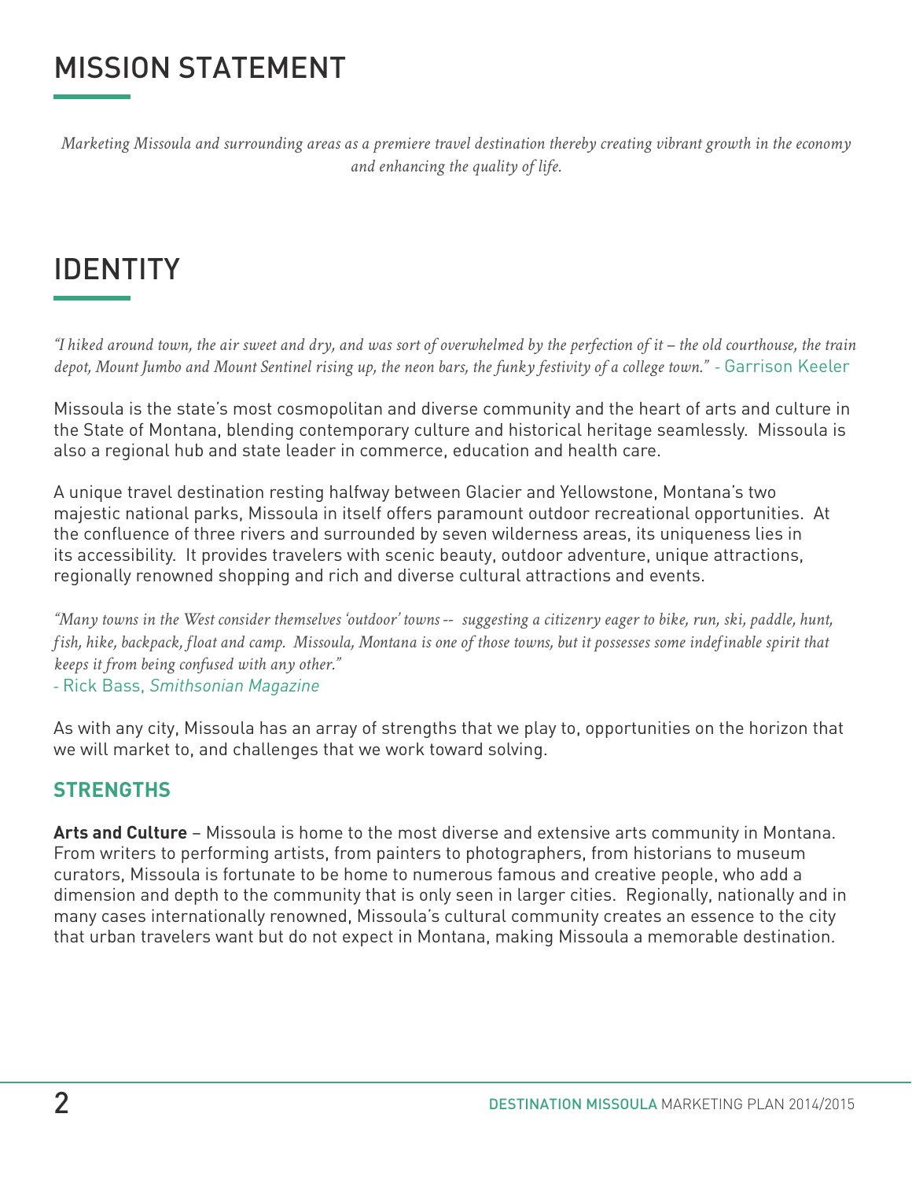# MISSION STATEMENT

*Marketing Missoula and surrounding areas as a premiere travel destination thereby creating vibrant growth in the economy and enhancing the quality of life.*

# IDENTITY

*"I hiked around town, the air sweet and dry, and was sort of overwhelmed by the perfection of it – the old courthouse, the train depot, Mount Jumbo and Mount Sentinel rising up, the neon bars, the funky festivity of a college town."* - Garrison Keeler

Missoula is the state's most cosmopolitan and diverse community and the heart of arts and culture in the State of Montana, blending contemporary culture and historical heritage seamlessly. Missoula is also a regional hub and state leader in commerce, education and health care.

A unique travel destination resting halfway between Glacier and Yellowstone, Montana's two majestic national parks, Missoula in itself offers paramount outdoor recreational opportunities. At the confluence of three rivers and surrounded by seven wilderness areas, its uniqueness lies in its accessibility. It provides travelers with scenic beauty, outdoor adventure, unique attractions, regionally renowned shopping and rich and diverse cultural attractions and events.

*"Many towns in the West consider themselves 'outdoor' towns -- suggesting a citizenry eager to bike, run, ski, paddle, hunt, fish, hike, backpack, float and camp. Missoula, Montana is one of those towns, but it possesses some indefinable spirit that keeps it from being confused with any other."*
- Rick Bass, *Smithsonian Magazine*

As with any city, Missoula has an array of strengths that we play to, opportunities on the horizon that we will market to, and challenges that we work toward solving.

## STRENGTHS

**Arts and Culture** – Missoula is home to the most diverse and extensive arts community in Montana. From writers to performing artists, from painters to photographers, from historians to museum curators, Missoula is fortunate to be home to numerous famous and creative people, who add a dimension and depth to the community that is only seen in larger cities. Regionally, nationally and in many cases internationally renowned, Missoula's cultural community creates an essence to the city that urban travelers want but do not expect in Montana, making Missoula a memorable destination.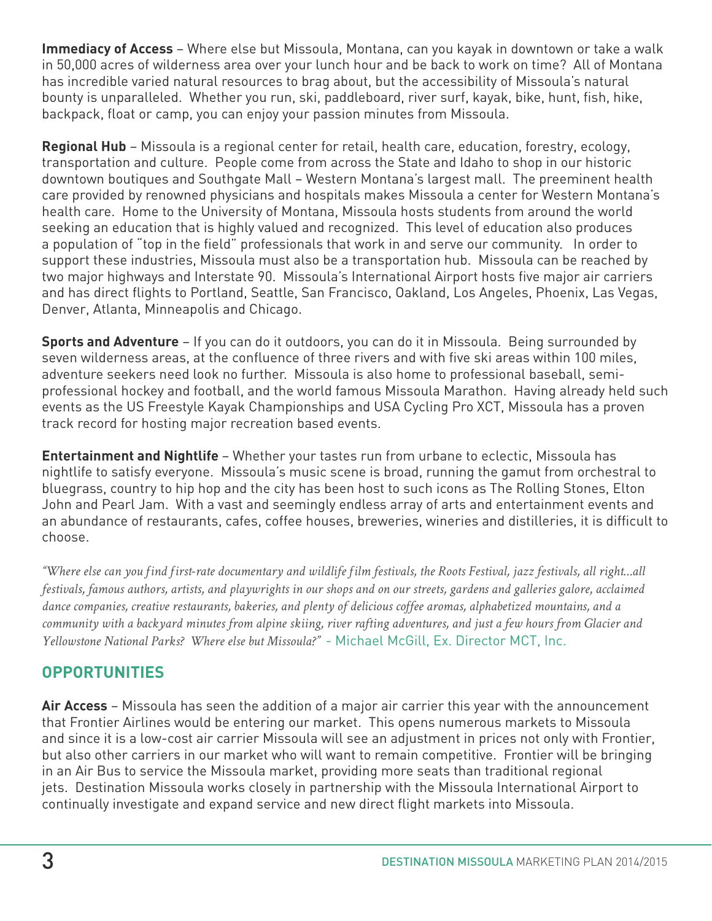**Immediacy of Access** – Where else but Missoula, Montana, can you kayak in downtown or take a walk in 50,000 acres of wilderness area over your lunch hour and be back to work on time? All of Montana has incredible varied natural resources to brag about, but the accessibility of Missoula's natural bounty is unparalleled. Whether you run, ski, paddleboard, river surf, kayak, bike, hunt, fish, hike, backpack, float or camp, you can enjoy your passion minutes from Missoula.

**Regional Hub** – Missoula is a regional center for retail, health care, education, forestry, ecology, transportation and culture. People come from across the State and Idaho to shop in our historic downtown boutiques and Southgate Mall – Western Montana's largest mall. The preeminent health care provided by renowned physicians and hospitals makes Missoula a center for Western Montana's health care. Home to the University of Montana, Missoula hosts students from around the world seeking an education that is highly valued and recognized. This level of education also produces a population of "top in the field" professionals that work in and serve our community. In order to support these industries, Missoula must also be a transportation hub. Missoula can be reached by two major highways and Interstate 90. Missoula's International Airport hosts five major air carriers and has direct flights to Portland, Seattle, San Francisco, Oakland, Los Angeles, Phoenix, Las Vegas, Denver, Atlanta, Minneapolis and Chicago.

**Sports and Adventure** – If you can do it outdoors, you can do it in Missoula. Being surrounded by seven wilderness areas, at the confluence of three rivers and with five ski areas within 100 miles, adventure seekers need look no further. Missoula is also home to professional baseball, semi-professional hockey and football, and the world famous Missoula Marathon. Having already held such events as the US Freestyle Kayak Championships and USA Cycling Pro XCT, Missoula has a proven track record for hosting major recreation based events.

**Entertainment and Nightlife** – Whether your tastes run from urbane to eclectic, Missoula has nightlife to satisfy everyone. Missoula's music scene is broad, running the gamut from orchestral to bluegrass, country to hip hop and the city has been host to such icons as The Rolling Stones, Elton John and Pearl Jam. With a vast and seemingly endless array of arts and entertainment events and an abundance of restaurants, cafes, coffee houses, breweries, wineries and distilleries, it is difficult to choose.

*"Where else can you find first-rate documentary and wildlife film festivals, the Roots Festival, jazz festivals, all right...all festivals, famous authors, artists, and playwrights in our shops and on our streets, gardens and galleries galore, acclaimed dance companies, creative restaurants, bakeries, and plenty of delicious coffee aromas, alphabetized mountains, and a community with a backyard minutes from alpine skiing, river rafting adventures, and just a few hours from Glacier and Yellowstone National Parks? Where else but Missoula?"* - Michael McGill, Ex. Director MCT, Inc.

## OPPORTUNITIES

**Air Access** – Missoula has seen the addition of a major air carrier this year with the announcement that Frontier Airlines would be entering our market. This opens numerous markets to Missoula and since it is a low-cost air carrier Missoula will see an adjustment in prices not only with Frontier, but also other carriers in our market who will want to remain competitive. Frontier will be bringing in an Air Bus to service the Missoula market, providing more seats than traditional regional jets. Destination Missoula works closely in partnership with the Missoula International Airport to continually investigate and expand service and new direct flight markets into Missoula.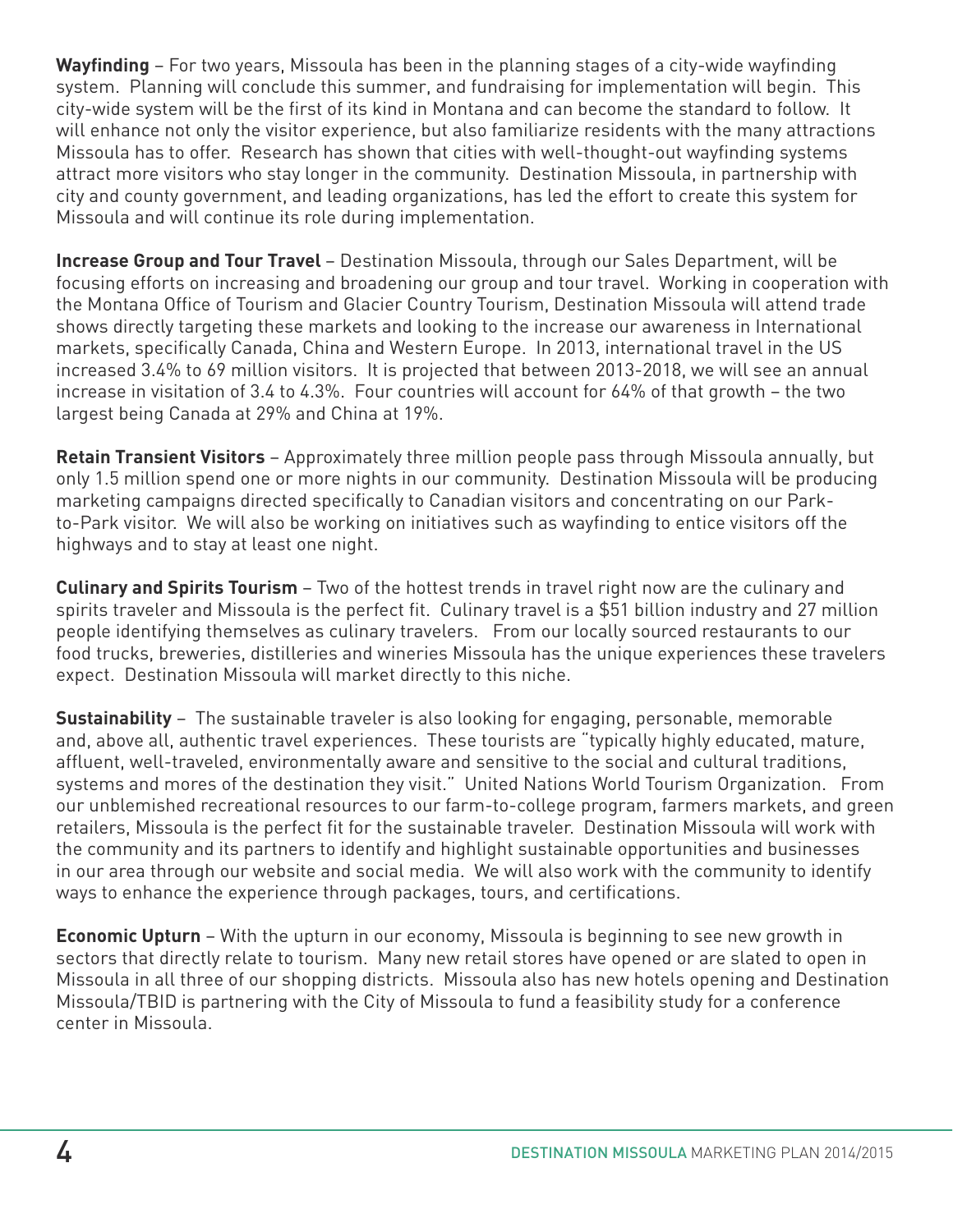**Wayfinding** – For two years, Missoula has been in the planning stages of a city-wide wayfinding system. Planning will conclude this summer, and fundraising for implementation will begin. This city-wide system will be the first of its kind in Montana and can become the standard to follow. It will enhance not only the visitor experience, but also familiarize residents with the many attractions Missoula has to offer. Research has shown that cities with well-thought-out wayfinding systems attract more visitors who stay longer in the community. Destination Missoula, in partnership with city and county government, and leading organizations, has led the effort to create this system for Missoula and will continue its role during implementation.

**Increase Group and Tour Travel** – Destination Missoula, through our Sales Department, will be focusing efforts on increasing and broadening our group and tour travel. Working in cooperation with the Montana Office of Tourism and Glacier Country Tourism, Destination Missoula will attend trade shows directly targeting these markets and looking to the increase our awareness in International markets, specifically Canada, China and Western Europe. In 2013, international travel in the US increased 3.4% to 69 million visitors. It is projected that between 2013-2018, we will see an annual increase in visitation of 3.4 to 4.3%. Four countries will account for 64% of that growth – the two largest being Canada at 29% and China at 19%.

**Retain Transient Visitors** – Approximately three million people pass through Missoula annually, but only 1.5 million spend one or more nights in our community. Destination Missoula will be producing marketing campaigns directed specifically to Canadian visitors and concentrating on our Park-to-Park visitor. We will also be working on initiatives such as wayfinding to entice visitors off the highways and to stay at least one night.

**Culinary and Spirits Tourism** – Two of the hottest trends in travel right now are the culinary and spirits traveler and Missoula is the perfect fit. Culinary travel is a $51 billion industry and 27 million people identifying themselves as culinary travelers. From our locally sourced restaurants to our food trucks, breweries, distilleries and wineries Missoula has the unique experiences these travelers expect. Destination Missoula will market directly to this niche.

**Sustainability** – The sustainable traveler is also looking for engaging, personable, memorable and, above all, authentic travel experiences. These tourists are "typically highly educated, mature, affluent, well-traveled, environmentally aware and sensitive to the social and cultural traditions, systems and mores of the destination they visit." United Nations World Tourism Organization. From our unblemished recreational resources to our farm-to-college program, farmers markets, and green retailers, Missoula is the perfect fit for the sustainable traveler. Destination Missoula will work with the community and its partners to identify and highlight sustainable opportunities and businesses in our area through our website and social media. We will also work with the community to identify ways to enhance the experience through packages, tours, and certifications.

**Economic Upturn** – With the upturn in our economy, Missoula is beginning to see new growth in sectors that directly relate to tourism. Many new retail stores have opened or are slated to open in Missoula in all three of our shopping districts. Missoula also has new hotels opening and Destination Missoula/TBID is partnering with the City of Missoula to fund a feasibility study for a conference center in Missoula.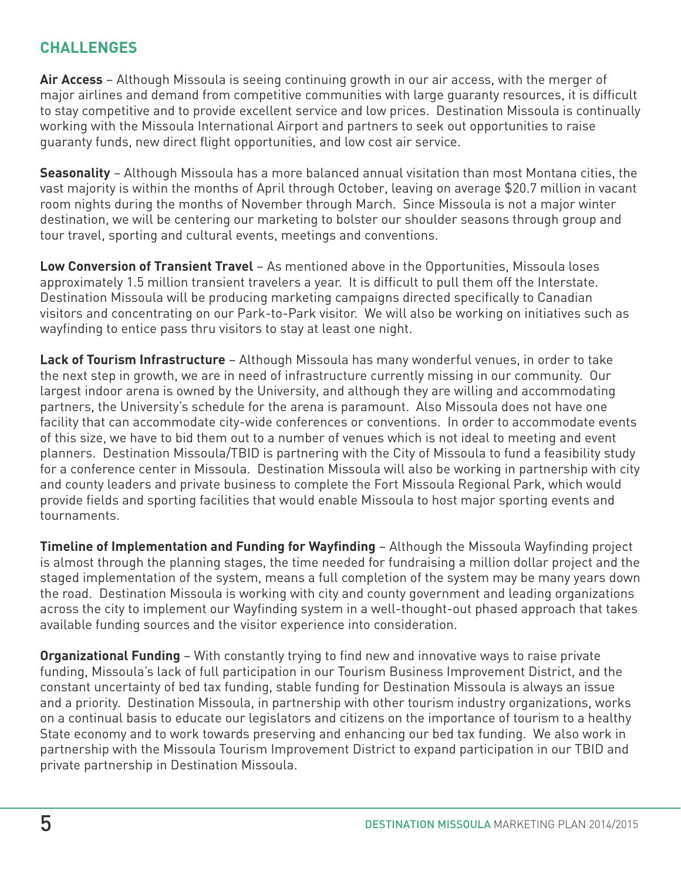## CHALLENGES

**Air Access** – Although Missoula is seeing continuing growth in our air access, with the merger of major airlines and demand from competitive communities with large guaranty resources, it is difficult to stay competitive and to provide excellent service and low prices. Destination Missoula is continually working with the Missoula International Airport and partners to seek out opportunities to raise guaranty funds, new direct flight opportunities, and low cost air service.

**Seasonality** – Although Missoula has a more balanced annual visitation than most Montana cities, the vast majority is within the months of April through October, leaving on average $20.7 million in vacant room nights during the months of November through March. Since Missoula is not a major winter destination, we will be centering our marketing to bolster our shoulder seasons through group and tour travel, sporting and cultural events, meetings and conventions.

**Low Conversion of Transient Travel** – As mentioned above in the Opportunities, Missoula loses approximately 1.5 million transient travelers a year. It is difficult to pull them off the Interstate. Destination Missoula will be producing marketing campaigns directed specifically to Canadian visitors and concentrating on our Park-to-Park visitor. We will also be working on initiatives such as wayfinding to entice pass thru visitors to stay at least one night.

**Lack of Tourism Infrastructure** – Although Missoula has many wonderful venues, in order to take the next step in growth, we are in need of infrastructure currently missing in our community. Our largest indoor arena is owned by the University, and although they are willing and accommodating partners, the University's schedule for the arena is paramount. Also Missoula does not have one facility that can accommodate city-wide conferences or conventions. In order to accommodate events of this size, we have to bid them out to a number of venues which is not ideal to meeting and event planners. Destination Missoula/TBID is partnering with the City of Missoula to fund a feasibility study for a conference center in Missoula. Destination Missoula will also be working in partnership with city and county leaders and private business to complete the Fort Missoula Regional Park, which would provide fields and sporting facilities that would enable Missoula to host major sporting events and tournaments.

**Timeline of Implementation and Funding for Wayfinding** – Although the Missoula Wayfinding project is almost through the planning stages, the time needed for fundraising a million dollar project and the staged implementation of the system, means a full completion of the system may be many years down the road. Destination Missoula is working with city and county government and leading organizations across the city to implement our Wayfinding system in a well-thought-out phased approach that takes available funding sources and the visitor experience into consideration.

**Organizational Funding** – With constantly trying to find new and innovative ways to raise private funding, Missoula's lack of full participation in our Tourism Business Improvement District, and the constant uncertainty of bed tax funding, stable funding for Destination Missoula is always an issue and a priority. Destination Missoula, in partnership with other tourism industry organizations, works on a continual basis to educate our legislators and citizens on the importance of tourism to a healthy State economy and to work towards preserving and enhancing our bed tax funding. We also work in partnership with the Missoula Tourism Improvement District to expand participation in our TBID and private partnership in Destination Missoula.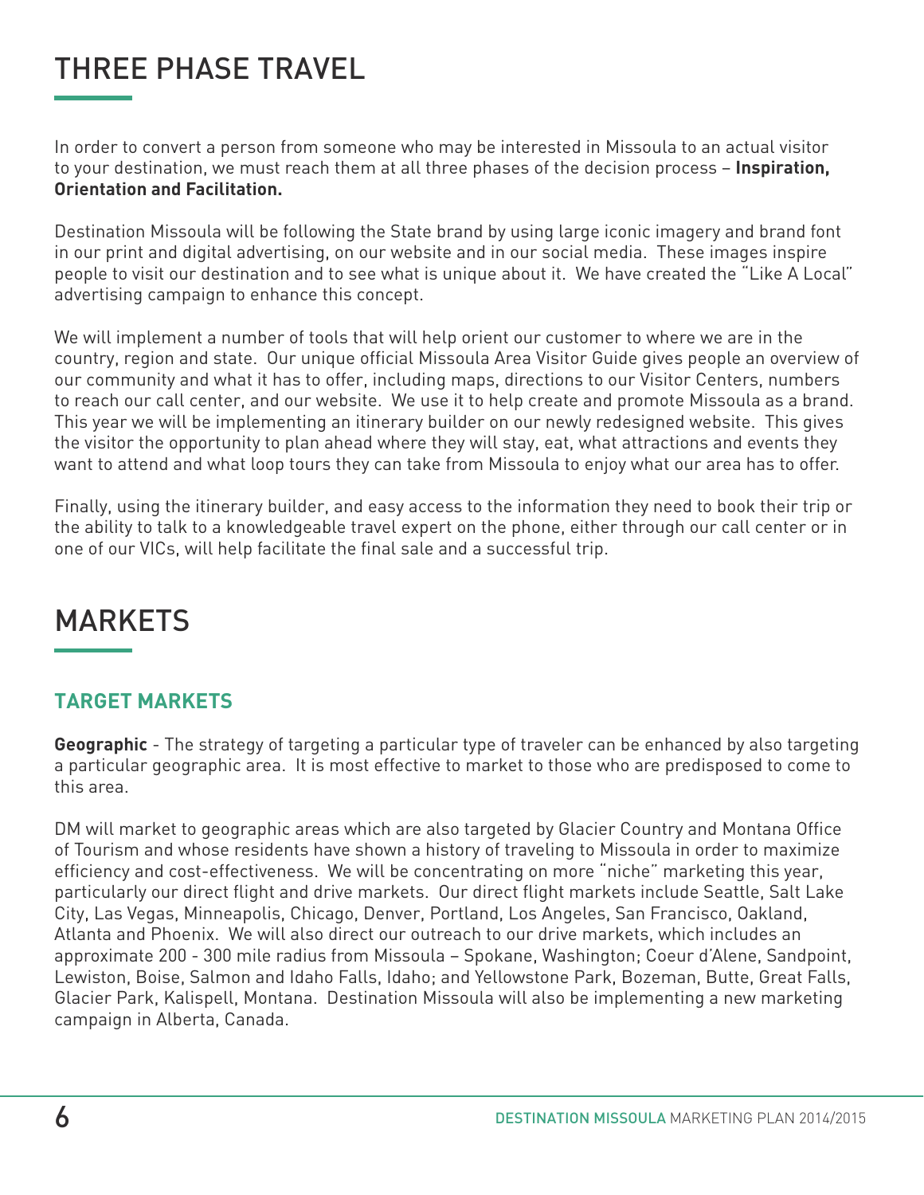# THREE PHASE TRAVEL

In order to convert a person from someone who may be interested in Missoula to an actual visitor to your destination, we must reach them at all three phases of the decision process – **Inspiration, Orientation and Facilitation.**

Destination Missoula will be following the State brand by using large iconic imagery and brand font in our print and digital advertising, on our website and in our social media. These images inspire people to visit our destination and to see what is unique about it. We have created the "Like A Local" advertising campaign to enhance this concept.

We will implement a number of tools that will help orient our customer to where we are in the country, region and state. Our unique official Missoula Area Visitor Guide gives people an overview of our community and what it has to offer, including maps, directions to our Visitor Centers, numbers to reach our call center, and our website. We use it to help create and promote Missoula as a brand. This year we will be implementing an itinerary builder on our newly redesigned website. This gives the visitor the opportunity to plan ahead where they will stay, eat, what attractions and events they want to attend and what loop tours they can take from Missoula to enjoy what our area has to offer.

Finally, using the itinerary builder, and easy access to the information they need to book their trip or the ability to talk to a knowledgeable travel expert on the phone, either through our call center or in one of our VICs, will help facilitate the final sale and a successful trip.

# MARKETS

## TARGET MARKETS

**Geographic** - The strategy of targeting a particular type of traveler can be enhanced by also targeting a particular geographic area. It is most effective to market to those who are predisposed to come to this area.

DM will market to geographic areas which are also targeted by Glacier Country and Montana Office of Tourism and whose residents have shown a history of traveling to Missoula in order to maximize efficiency and cost-effectiveness. We will be concentrating on more "niche" marketing this year, particularly our direct flight and drive markets. Our direct flight markets include Seattle, Salt Lake City, Las Vegas, Minneapolis, Chicago, Denver, Portland, Los Angeles, San Francisco, Oakland, Atlanta and Phoenix. We will also direct our outreach to our drive markets, which includes an approximate 200 - 300 mile radius from Missoula – Spokane, Washington; Coeur d'Alene, Sandpoint, Lewiston, Boise, Salmon and Idaho Falls, Idaho; and Yellowstone Park, Bozeman, Butte, Great Falls, Glacier Park, Kalispell, Montana. Destination Missoula will also be implementing a new marketing campaign in Alberta, Canada.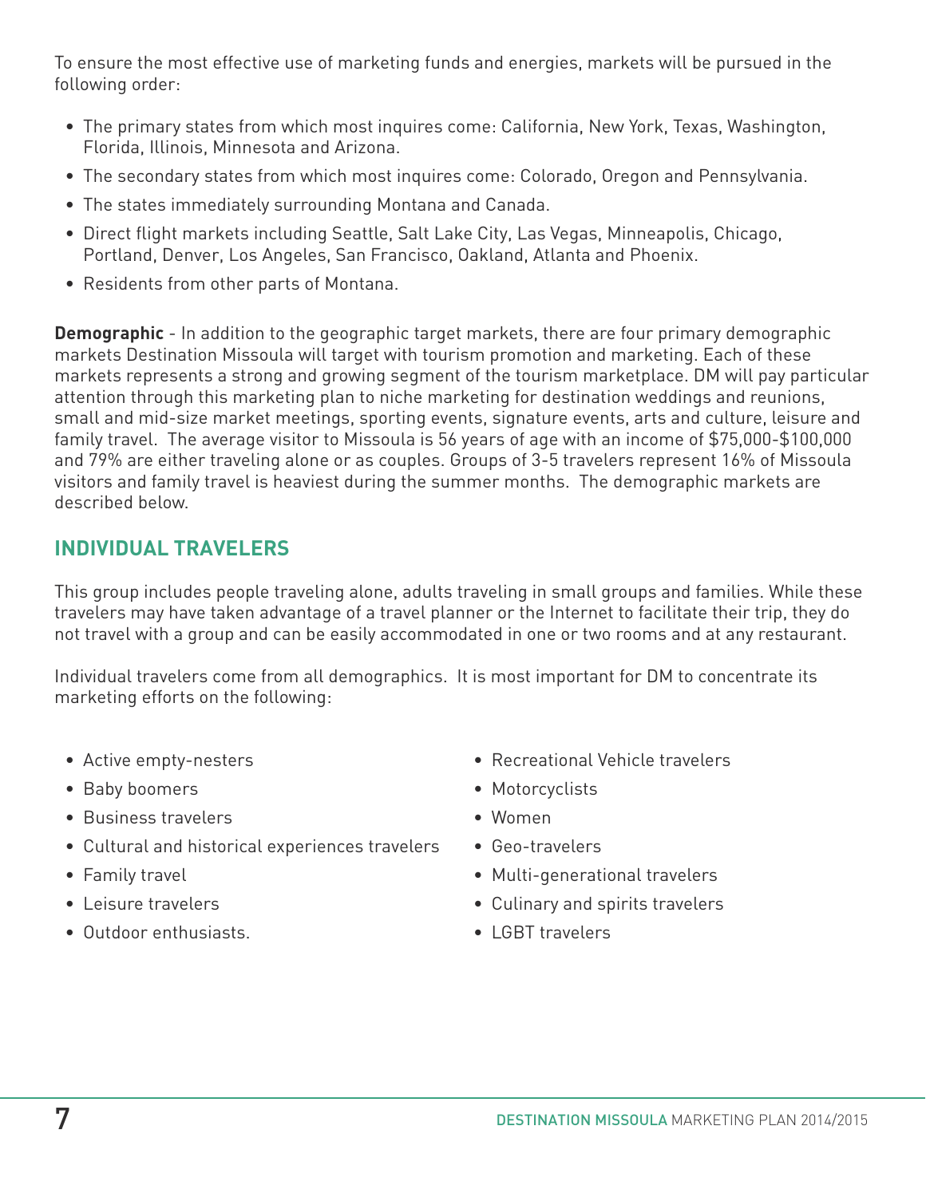To ensure the most effective use of marketing funds and energies, markets will be pursued in the following order:

- The primary states from which most inquires come: California, New York, Texas, Washington, Florida, Illinois, Minnesota and Arizona.
- The secondary states from which most inquires come: Colorado, Oregon and Pennsylvania.
- The states immediately surrounding Montana and Canada.
- Direct flight markets including Seattle, Salt Lake City, Las Vegas, Minneapolis, Chicago, Portland, Denver, Los Angeles, San Francisco, Oakland, Atlanta and Phoenix.
- Residents from other parts of Montana.

**Demographic** - In addition to the geographic target markets, there are four primary demographic markets Destination Missoula will target with tourism promotion and marketing. Each of these markets represents a strong and growing segment of the tourism marketplace. DM will pay particular attention through this marketing plan to niche marketing for destination weddings and reunions, small and mid-size market meetings, sporting events, signature events, arts and culture, leisure and family travel. The average visitor to Missoula is 56 years of age with an income of $75,000-$100,000 and 79% are either traveling alone or as couples. Groups of 3-5 travelers represent 16% of Missoula visitors and family travel is heaviest during the summer months. The demographic markets are described below.

## INDIVIDUAL TRAVELERS

This group includes people traveling alone, adults traveling in small groups and families. While these travelers may have taken advantage of a travel planner or the Internet to facilitate their trip, they do not travel with a group and can be easily accommodated in one or two rooms and at any restaurant.

Individual travelers come from all demographics. It is most important for DM to concentrate its marketing efforts on the following:

- Active empty-nesters
- Baby boomers
- Business travelers
- Cultural and historical experiences travelers
- Family travel
- Leisure travelers
- Outdoor enthusiasts.
- Recreational Vehicle travelers
- Motorcyclists
- Women
- Geo-travelers
- Multi-generational travelers
- Culinary and spirits travelers
- LGBT travelers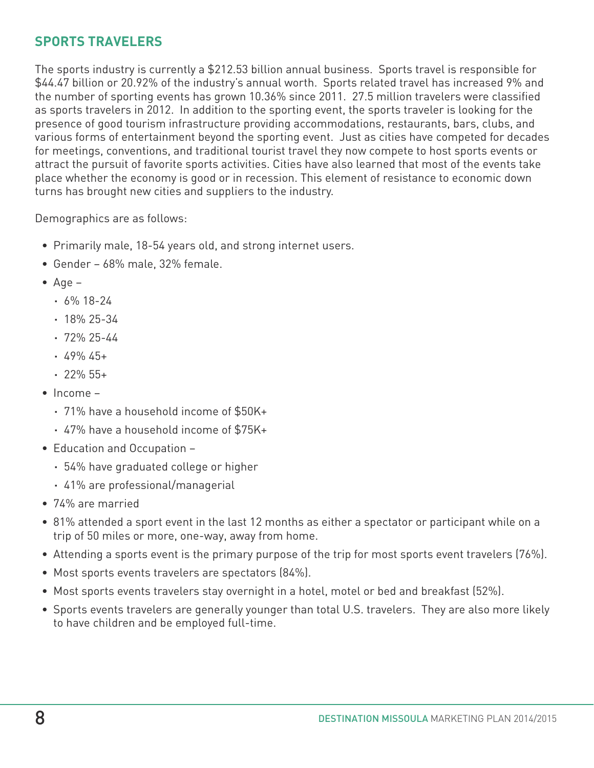## SPORTS TRAVELERS

The sports industry is currently a $212.53 billion annual business. Sports travel is responsible for $44.47 billion or 20.92% of the industry's annual worth. Sports related travel has increased 9% and the number of sporting events has grown 10.36% since 2011. 27.5 million travelers were classified as sports travelers in 2012. In addition to the sporting event, the sports traveler is looking for the presence of good tourism infrastructure providing accommodations, restaurants, bars, clubs, and various forms of entertainment beyond the sporting event. Just as cities have competed for decades for meetings, conventions, and traditional tourist travel they now compete to host sports events or attract the pursuit of favorite sports activities. Cities have also learned that most of the events take place whether the economy is good or in recession. This element of resistance to economic down turns has brought new cities and suppliers to the industry.

Demographics are as follows:

- Primarily male, 18-54 years old, and strong internet users.
- Gender – 68% male, 32% female.
- Age –
  - 6% 18-24
  - 18% 25-34
  - 72% 25-44
  - 49% 45+
  - 22% 55+
- Income –
  - 71% have a household income of $50K+
  - 47% have a household income of $75K+
- Education and Occupation –
  - 54% have graduated college or higher
  - 41% are professional/managerial
- 74% are married
- 81% attended a sport event in the last 12 months as either a spectator or participant while on a trip of 50 miles or more, one-way, away from home.
- Attending a sports event is the primary purpose of the trip for most sports event travelers (76%).
- Most sports events travelers are spectators (84%).
- Most sports events travelers stay overnight in a hotel, motel or bed and breakfast (52%).
- Sports events travelers are generally younger than total U.S. travelers. They are also more likely to have children and be employed full-time.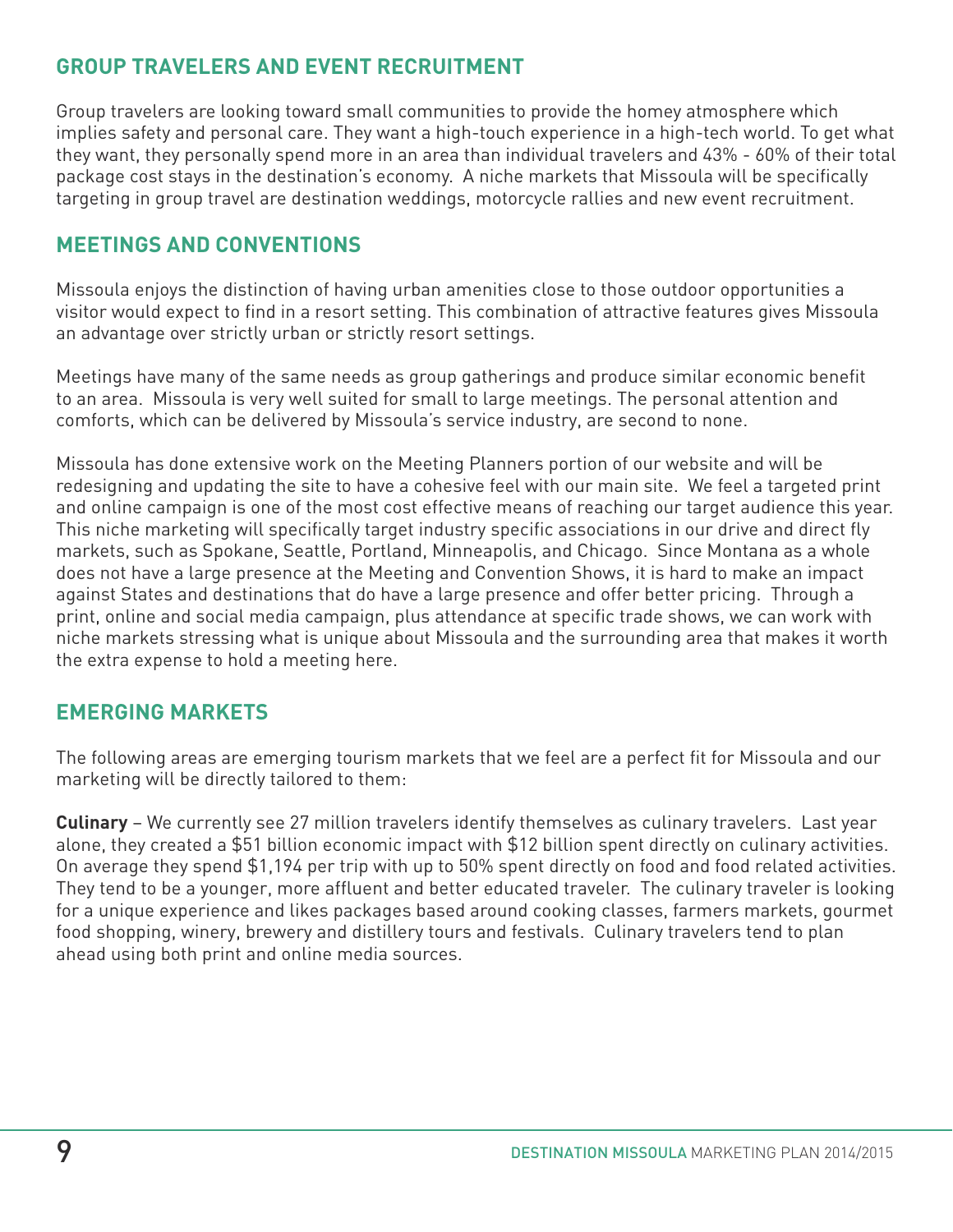## GROUP TRAVELERS AND EVENT RECRUITMENT

Group travelers are looking toward small communities to provide the homey atmosphere which implies safety and personal care. They want a high-touch experience in a high-tech world. To get what they want, they personally spend more in an area than individual travelers and 43% - 60% of their total package cost stays in the destination's economy. A niche markets that Missoula will be specifically targeting in group travel are destination weddings, motorcycle rallies and new event recruitment.

## MEETINGS AND CONVENTIONS

Missoula enjoys the distinction of having urban amenities close to those outdoor opportunities a visitor would expect to find in a resort setting. This combination of attractive features gives Missoula an advantage over strictly urban or strictly resort settings.

Meetings have many of the same needs as group gatherings and produce similar economic benefit to an area. Missoula is very well suited for small to large meetings. The personal attention and comforts, which can be delivered by Missoula's service industry, are second to none.

Missoula has done extensive work on the Meeting Planners portion of our website and will be redesigning and updating the site to have a cohesive feel with our main site. We feel a targeted print and online campaign is one of the most cost effective means of reaching our target audience this year. This niche marketing will specifically target industry specific associations in our drive and direct fly markets, such as Spokane, Seattle, Portland, Minneapolis, and Chicago. Since Montana as a whole does not have a large presence at the Meeting and Convention Shows, it is hard to make an impact against States and destinations that do have a large presence and offer better pricing. Through a print, online and social media campaign, plus attendance at specific trade shows, we can work with niche markets stressing what is unique about Missoula and the surrounding area that makes it worth the extra expense to hold a meeting here.

## EMERGING MARKETS

The following areas are emerging tourism markets that we feel are a perfect fit for Missoula and our marketing will be directly tailored to them:

**Culinary** – We currently see 27 million travelers identify themselves as culinary travelers. Last year alone, they created a $51 billion economic impact with $12 billion spent directly on culinary activities. On average they spend $1,194 per trip with up to 50% spent directly on food and food related activities. They tend to be a younger, more affluent and better educated traveler. The culinary traveler is looking for a unique experience and likes packages based around cooking classes, farmers markets, gourmet food shopping, winery, brewery and distillery tours and festivals. Culinary travelers tend to plan ahead using both print and online media sources.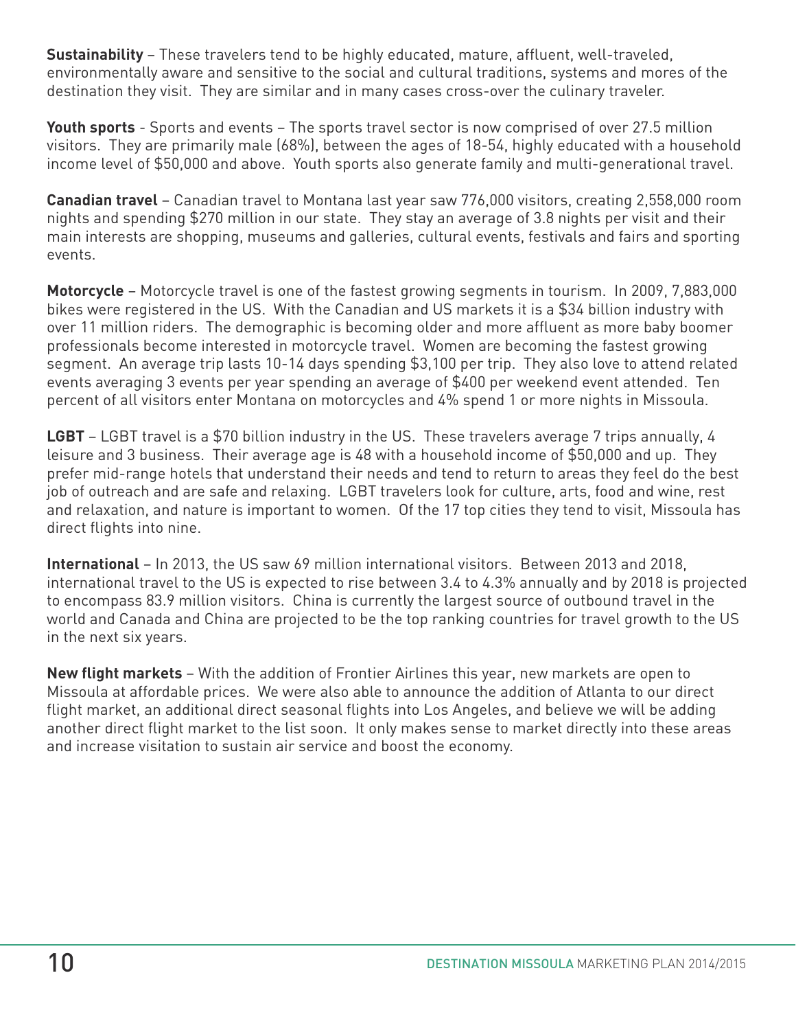**Sustainability** – These travelers tend to be highly educated, mature, affluent, well-traveled, environmentally aware and sensitive to the social and cultural traditions, systems and mores of the destination they visit. They are similar and in many cases cross-over the culinary traveler.

**Youth sports** - Sports and events – The sports travel sector is now comprised of over 27.5 million visitors. They are primarily male (68%), between the ages of 18-54, highly educated with a household income level of $50,000 and above. Youth sports also generate family and multi-generational travel.

**Canadian travel** – Canadian travel to Montana last year saw 776,000 visitors, creating 2,558,000 room nights and spending $270 million in our state. They stay an average of 3.8 nights per visit and their main interests are shopping, museums and galleries, cultural events, festivals and fairs and sporting events.

**Motorcycle** – Motorcycle travel is one of the fastest growing segments in tourism. In 2009, 7,883,000 bikes were registered in the US. With the Canadian and US markets it is a $34 billion industry with over 11 million riders. The demographic is becoming older and more affluent as more baby boomer professionals become interested in motorcycle travel. Women are becoming the fastest growing segment. An average trip lasts 10-14 days spending $3,100 per trip. They also love to attend related events averaging 3 events per year spending an average of $400 per weekend event attended. Ten percent of all visitors enter Montana on motorcycles and 4% spend 1 or more nights in Missoula.

**LGBT** – LGBT travel is a $70 billion industry in the US. These travelers average 7 trips annually, 4 leisure and 3 business. Their average age is 48 with a household income of $50,000 and up. They prefer mid-range hotels that understand their needs and tend to return to areas they feel do the best job of outreach and are safe and relaxing. LGBT travelers look for culture, arts, food and wine, rest and relaxation, and nature is important to women. Of the 17 top cities they tend to visit, Missoula has direct flights into nine.

**International** – In 2013, the US saw 69 million international visitors. Between 2013 and 2018, international travel to the US is expected to rise between 3.4 to 4.3% annually and by 2018 is projected to encompass 83.9 million visitors. China is currently the largest source of outbound travel in the world and Canada and China are projected to be the top ranking countries for travel growth to the US in the next six years.

**New flight markets** – With the addition of Frontier Airlines this year, new markets are open to Missoula at affordable prices. We were also able to announce the addition of Atlanta to our direct flight market, an additional direct seasonal flights into Los Angeles, and believe we will be adding another direct flight market to the list soon. It only makes sense to market directly into these areas and increase visitation to sustain air service and boost the economy.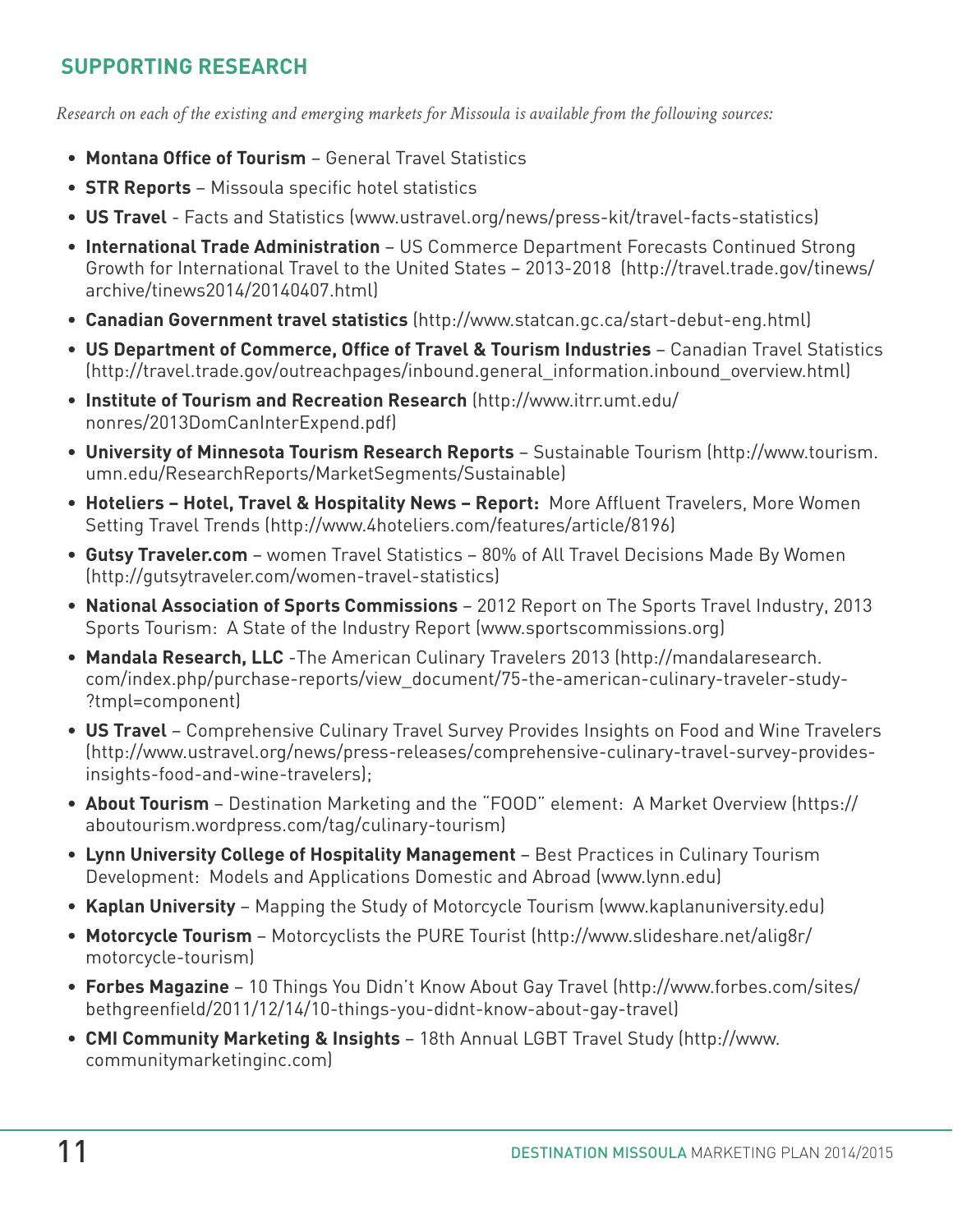## SUPPORTING RESEARCH

*Research on each of the existing and emerging markets for Missoula is available from the following sources:*

- **Montana Office of Tourism** – General Travel Statistics
- **STR Reports** – Missoula specific hotel statistics
- **US Travel** - Facts and Statistics (www.ustravel.org/news/press-kit/travel-facts-statistics)
- **International Trade Administration** – US Commerce Department Forecasts Continued Strong Growth for International Travel to the United States – 2013-2018 (http://travel.trade.gov/tinews/archive/tinews2014/20140407.html)
- **Canadian Government travel statistics** (http://www.statcan.gc.ca/start-debut-eng.html)
- **US Department of Commerce, Office of Travel & Tourism Industries** – Canadian Travel Statistics (http://travel.trade.gov/outreachpages/inbound.general_information.inbound_overview.html)
- **Institute of Tourism and Recreation Research** (http://www.itrr.umt.edu/nonres/2013DomCanInterExpend.pdf)
- **University of Minnesota Tourism Research Reports** – Sustainable Tourism (http://www.tourism.umn.edu/ResearchReports/MarketSegments/Sustainable)
- **Hoteliers – Hotel, Travel & Hospitality News – Report:** More Affluent Travelers, More Women Setting Travel Trends (http://www.4hoteliers.com/features/article/8196)
- **Gutsy Traveler.com** – women Travel Statistics – 80% of All Travel Decisions Made By Women (http://gutsytraveler.com/women-travel-statistics)
- **National Association of Sports Commissions** – 2012 Report on The Sports Travel Industry, 2013 Sports Tourism: A State of the Industry Report (www.sportscommissions.org)
- **Mandala Research, LLC** -The American Culinary Travelers 2013 (http://mandalaresearch.com/index.php/purchase-reports/view_document/75-the-american-culinary-traveler-study-?tmpl=component)
- **US Travel** – Comprehensive Culinary Travel Survey Provides Insights on Food and Wine Travelers (http://www.ustravel.org/news/press-releases/comprehensive-culinary-travel-survey-provides-insights-food-and-wine-travelers);
- **About Tourism** – Destination Marketing and the "FOOD" element: A Market Overview (https://aboutourism.wordpress.com/tag/culinary-tourism)
- **Lynn University College of Hospitality Management** – Best Practices in Culinary Tourism Development: Models and Applications Domestic and Abroad (www.lynn.edu)
- **Kaplan University** – Mapping the Study of Motorcycle Tourism (www.kaplanuniversity.edu)
- **Motorcycle Tourism** – Motorcyclists the PURE Tourist (http://www.slideshare.net/alig8r/motorcycle-tourism)
- **Forbes Magazine** – 10 Things You Didn't Know About Gay Travel (http://www.forbes.com/sites/bethgreenfield/2011/12/14/10-things-you-didnt-know-about-gay-travel)
- **CMI Community Marketing & Insights** – 18th Annual LGBT Travel Study (http://www.communitymarketinginc.com)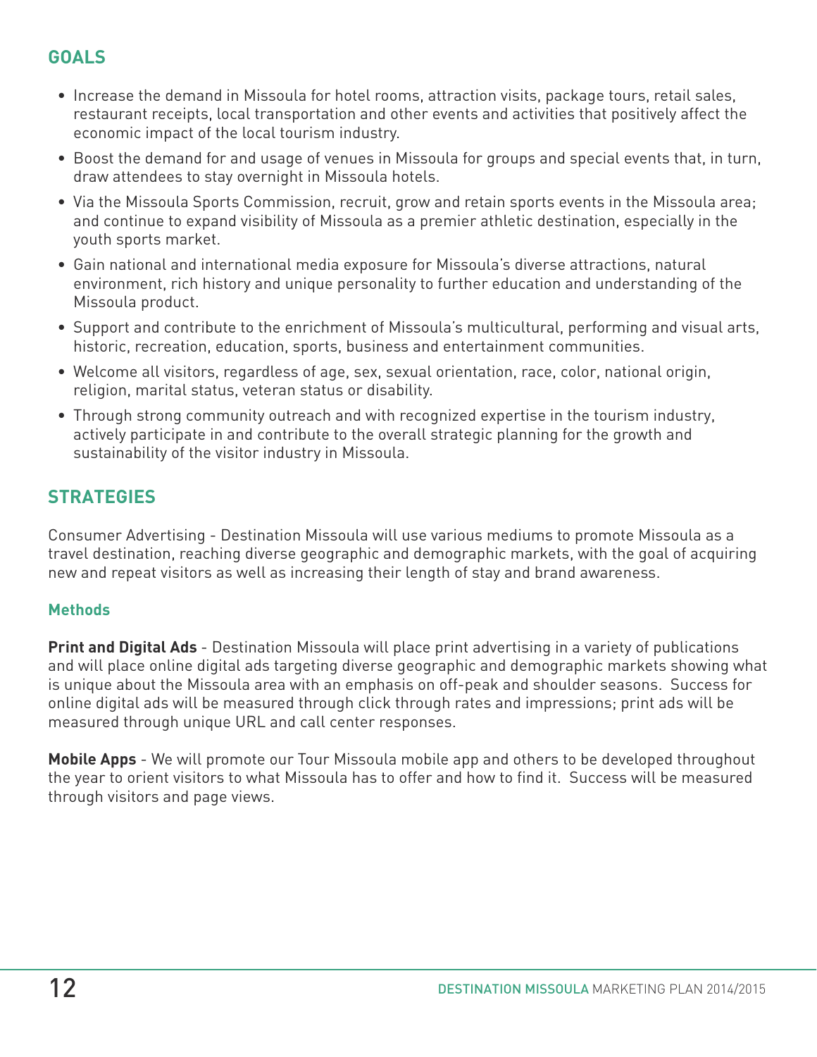## GOALS

- Increase the demand in Missoula for hotel rooms, attraction visits, package tours, retail sales, restaurant receipts, local transportation and other events and activities that positively affect the economic impact of the local tourism industry.
- Boost the demand for and usage of venues in Missoula for groups and special events that, in turn, draw attendees to stay overnight in Missoula hotels.
- Via the Missoula Sports Commission, recruit, grow and retain sports events in the Missoula area; and continue to expand visibility of Missoula as a premier athletic destination, especially in the youth sports market.
- Gain national and international media exposure for Missoula's diverse attractions, natural environment, rich history and unique personality to further education and understanding of the Missoula product.
- Support and contribute to the enrichment of Missoula's multicultural, performing and visual arts, historic, recreation, education, sports, business and entertainment communities.
- Welcome all visitors, regardless of age, sex, sexual orientation, race, color, national origin, religion, marital status, veteran status or disability.
- Through strong community outreach and with recognized expertise in the tourism industry, actively participate in and contribute to the overall strategic planning for the growth and sustainability of the visitor industry in Missoula.

## STRATEGIES

Consumer Advertising - Destination Missoula will use various mediums to promote Missoula as a travel destination, reaching diverse geographic and demographic markets, with the goal of acquiring new and repeat visitors as well as increasing their length of stay and brand awareness.

### Methods

**Print and Digital Ads** - Destination Missoula will place print advertising in a variety of publications and will place online digital ads targeting diverse geographic and demographic markets showing what is unique about the Missoula area with an emphasis on off-peak and shoulder seasons. Success for online digital ads will be measured through click through rates and impressions; print ads will be measured through unique URL and call center responses.

**Mobile Apps** - We will promote our Tour Missoula mobile app and others to be developed throughout the year to orient visitors to what Missoula has to offer and how to find it. Success will be measured through visitors and page views.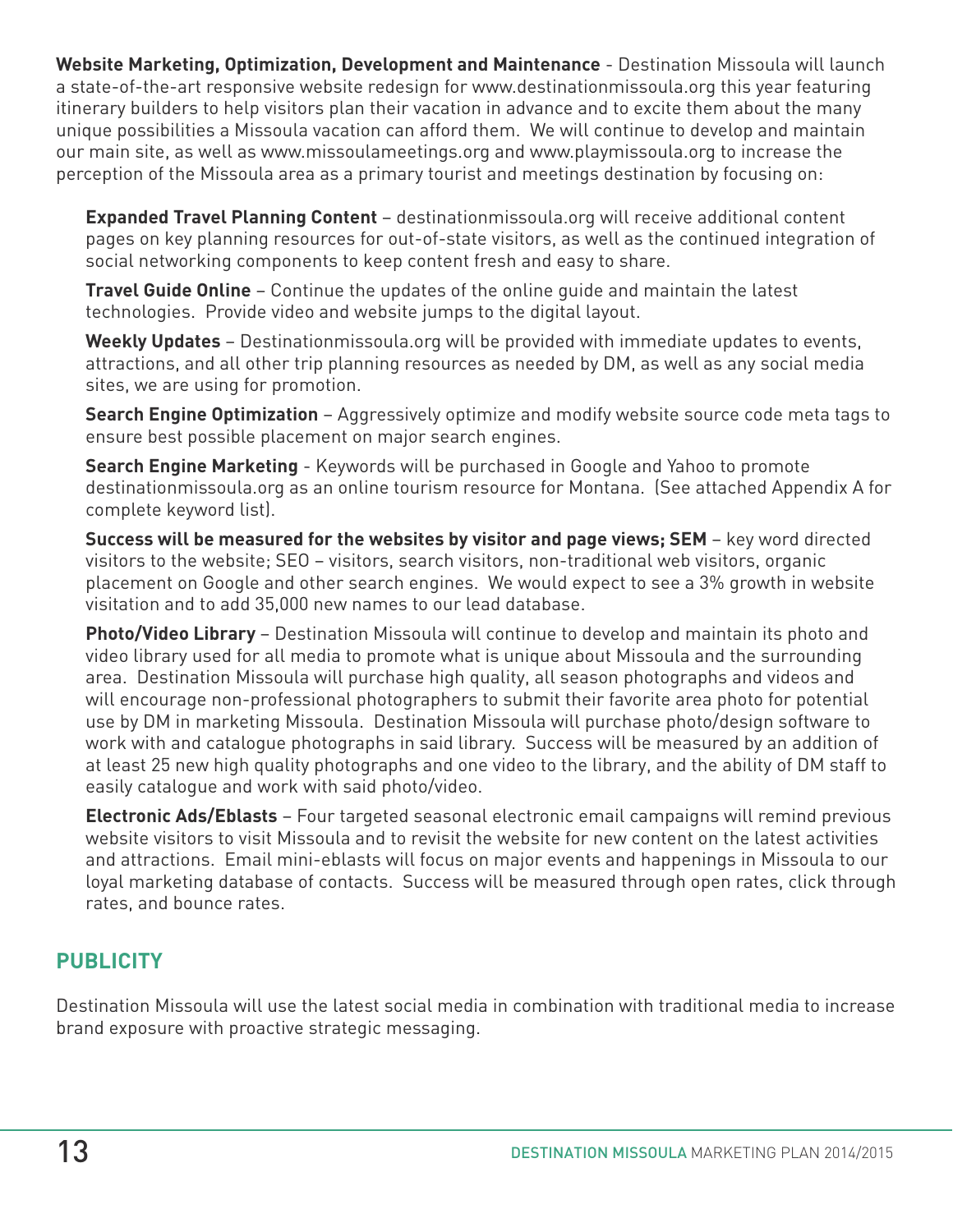**Website Marketing, Optimization, Development and Maintenance** - Destination Missoula will launch a state-of-the-art responsive website redesign for www.destinationmissoula.org this year featuring itinerary builders to help visitors plan their vacation in advance and to excite them about the many unique possibilities a Missoula vacation can afford them. We will continue to develop and maintain our main site, as well as www.missoulameetings.org and www.playmissoula.org to increase the perception of the Missoula area as a primary tourist and meetings destination by focusing on:

**Expanded Travel Planning Content** – destinationmissoula.org will receive additional content pages on key planning resources for out-of-state visitors, as well as the continued integration of social networking components to keep content fresh and easy to share.

**Travel Guide Online** – Continue the updates of the online guide and maintain the latest technologies. Provide video and website jumps to the digital layout.

**Weekly Updates** – Destinationmissoula.org will be provided with immediate updates to events, attractions, and all other trip planning resources as needed by DM, as well as any social media sites, we are using for promotion.

**Search Engine Optimization** – Aggressively optimize and modify website source code meta tags to ensure best possible placement on major search engines.

**Search Engine Marketing** - Keywords will be purchased in Google and Yahoo to promote destinationmissoula.org as an online tourism resource for Montana. (See attached Appendix A for complete keyword list).

**Success will be measured for the websites by visitor and page views; SEM** – key word directed visitors to the website; SEO – visitors, search visitors, non-traditional web visitors, organic placement on Google and other search engines. We would expect to see a 3% growth in website visitation and to add 35,000 new names to our lead database.

**Photo/Video Library** – Destination Missoula will continue to develop and maintain its photo and video library used for all media to promote what is unique about Missoula and the surrounding area. Destination Missoula will purchase high quality, all season photographs and videos and will encourage non-professional photographers to submit their favorite area photo for potential use by DM in marketing Missoula. Destination Missoula will purchase photo/design software to work with and catalogue photographs in said library. Success will be measured by an addition of at least 25 new high quality photographs and one video to the library, and the ability of DM staff to easily catalogue and work with said photo/video.

**Electronic Ads/Eblasts** – Four targeted seasonal electronic email campaigns will remind previous website visitors to visit Missoula and to revisit the website for new content on the latest activities and attractions. Email mini-eblasts will focus on major events and happenings in Missoula to our loyal marketing database of contacts. Success will be measured through open rates, click through rates, and bounce rates.

## PUBLICITY

Destination Missoula will use the latest social media in combination with traditional media to increase brand exposure with proactive strategic messaging.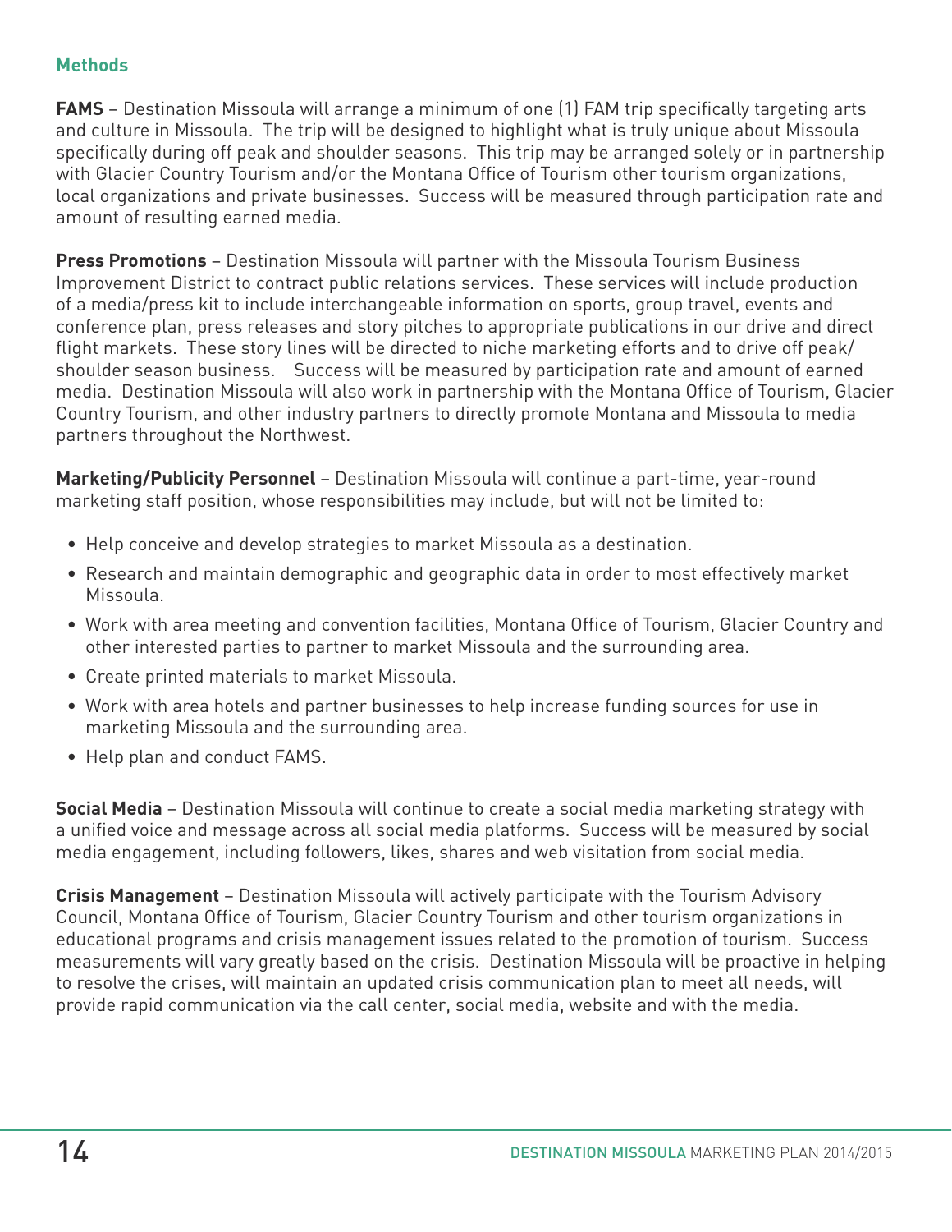### Methods

**FAMS** – Destination Missoula will arrange a minimum of one (1) FAM trip specifically targeting arts and culture in Missoula. The trip will be designed to highlight what is truly unique about Missoula specifically during off peak and shoulder seasons. This trip may be arranged solely or in partnership with Glacier Country Tourism and/or the Montana Office of Tourism other tourism organizations, local organizations and private businesses. Success will be measured through participation rate and amount of resulting earned media.

**Press Promotions** – Destination Missoula will partner with the Missoula Tourism Business Improvement District to contract public relations services. These services will include production of a media/press kit to include interchangeable information on sports, group travel, events and conference plan, press releases and story pitches to appropriate publications in our drive and direct flight markets. These story lines will be directed to niche marketing efforts and to drive off peak/ shoulder season business. Success will be measured by participation rate and amount of earned media. Destination Missoula will also work in partnership with the Montana Office of Tourism, Glacier Country Tourism, and other industry partners to directly promote Montana and Missoula to media partners throughout the Northwest.

**Marketing/Publicity Personnel** – Destination Missoula will continue a part-time, year-round marketing staff position, whose responsibilities may include, but will not be limited to:

- Help conceive and develop strategies to market Missoula as a destination.
- Research and maintain demographic and geographic data in order to most effectively market Missoula.
- Work with area meeting and convention facilities, Montana Office of Tourism, Glacier Country and other interested parties to partner to market Missoula and the surrounding area.
- Create printed materials to market Missoula.
- Work with area hotels and partner businesses to help increase funding sources for use in marketing Missoula and the surrounding area.
- Help plan and conduct FAMS.

**Social Media** – Destination Missoula will continue to create a social media marketing strategy with a unified voice and message across all social media platforms. Success will be measured by social media engagement, including followers, likes, shares and web visitation from social media.

**Crisis Management** – Destination Missoula will actively participate with the Tourism Advisory Council, Montana Office of Tourism, Glacier Country Tourism and other tourism organizations in educational programs and crisis management issues related to the promotion of tourism. Success measurements will vary greatly based on the crisis. Destination Missoula will be proactive in helping to resolve the crises, will maintain an updated crisis communication plan to meet all needs, will provide rapid communication via the call center, social media, website and with the media.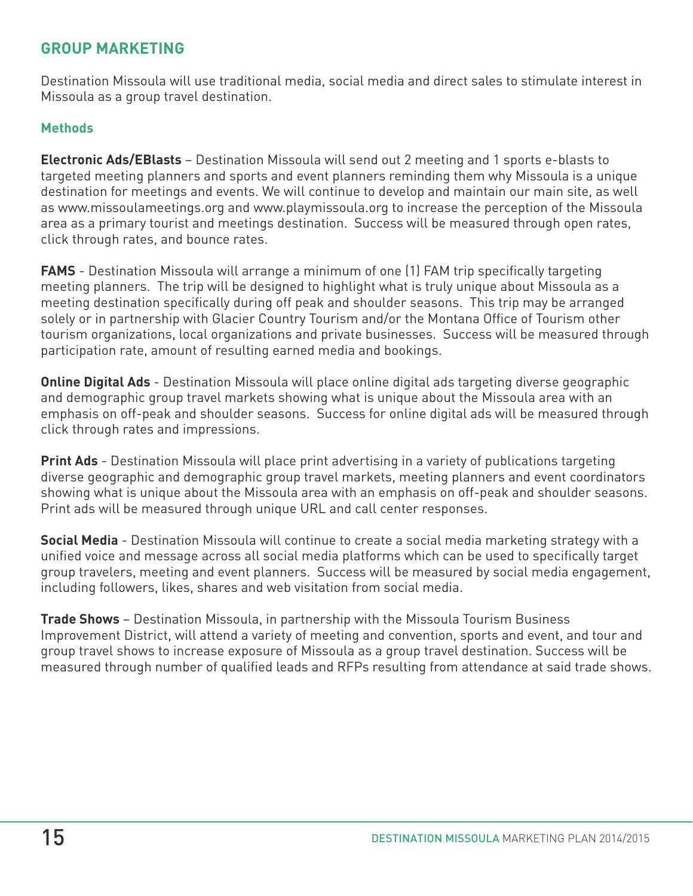## GROUP MARKETING

Destination Missoula will use traditional media, social media and direct sales to stimulate interest in Missoula as a group travel destination.

### Methods

**Electronic Ads/EBlasts** – Destination Missoula will send out 2 meeting and 1 sports e-blasts to targeted meeting planners and sports and event planners reminding them why Missoula is a unique destination for meetings and events. We will continue to develop and maintain our main site, as well as www.missoulameetings.org and www.playmissoula.org to increase the perception of the Missoula area as a primary tourist and meetings destination. Success will be measured through open rates, click through rates, and bounce rates.

**FAMS** - Destination Missoula will arrange a minimum of one (1) FAM trip specifically targeting meeting planners. The trip will be designed to highlight what is truly unique about Missoula as a meeting destination specifically during off peak and shoulder seasons. This trip may be arranged solely or in partnership with Glacier Country Tourism and/or the Montana Office of Tourism other tourism organizations, local organizations and private businesses. Success will be measured through participation rate, amount of resulting earned media and bookings.

**Online Digital Ads** - Destination Missoula will place online digital ads targeting diverse geographic and demographic group travel markets showing what is unique about the Missoula area with an emphasis on off-peak and shoulder seasons. Success for online digital ads will be measured through click through rates and impressions.

**Print Ads** - Destination Missoula will place print advertising in a variety of publications targeting diverse geographic and demographic group travel markets, meeting planners and event coordinators showing what is unique about the Missoula area with an emphasis on off-peak and shoulder seasons. Print ads will be measured through unique URL and call center responses.

**Social Media** - Destination Missoula will continue to create a social media marketing strategy with a unified voice and message across all social media platforms which can be used to specifically target group travelers, meeting and event planners. Success will be measured by social media engagement, including followers, likes, shares and web visitation from social media.

**Trade Shows** – Destination Missoula, in partnership with the Missoula Tourism Business Improvement District, will attend a variety of meeting and convention, sports and event, and tour and group travel shows to increase exposure of Missoula as a group travel destination. Success will be measured through number of qualified leads and RFPs resulting from attendance at said trade shows.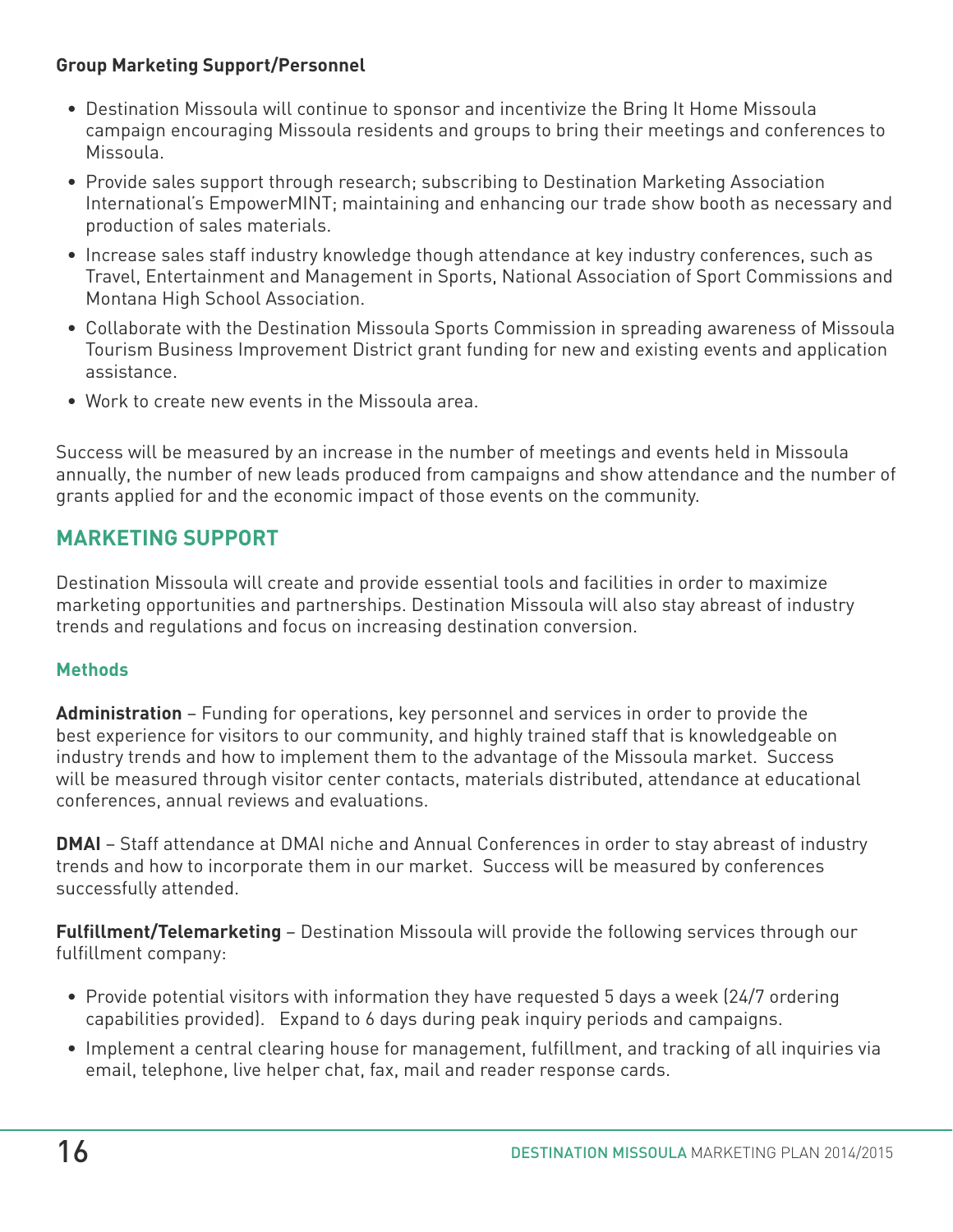**Group Marketing Support/Personnel**

- Destination Missoula will continue to sponsor and incentivize the Bring It Home Missoula campaign encouraging Missoula residents and groups to bring their meetings and conferences to Missoula.
- Provide sales support through research; subscribing to Destination Marketing Association International's EmpowerMINT; maintaining and enhancing our trade show booth as necessary and production of sales materials.
- Increase sales staff industry knowledge though attendance at key industry conferences, such as Travel, Entertainment and Management in Sports, National Association of Sport Commissions and Montana High School Association.
- Collaborate with the Destination Missoula Sports Commission in spreading awareness of Missoula Tourism Business Improvement District grant funding for new and existing events and application assistance.
- Work to create new events in the Missoula area.

Success will be measured by an increase in the number of meetings and events held in Missoula annually, the number of new leads produced from campaigns and show attendance and the number of grants applied for and the economic impact of those events on the community.

## MARKETING SUPPORT

Destination Missoula will create and provide essential tools and facilities in order to maximize marketing opportunities and partnerships. Destination Missoula will also stay abreast of industry trends and regulations and focus on increasing destination conversion.

### Methods

**Administration** – Funding for operations, key personnel and services in order to provide the best experience for visitors to our community, and highly trained staff that is knowledgeable on industry trends and how to implement them to the advantage of the Missoula market. Success will be measured through visitor center contacts, materials distributed, attendance at educational conferences, annual reviews and evaluations.

**DMAI** – Staff attendance at DMAI niche and Annual Conferences in order to stay abreast of industry trends and how to incorporate them in our market. Success will be measured by conferences successfully attended.

**Fulfillment/Telemarketing** – Destination Missoula will provide the following services through our fulfillment company:

- Provide potential visitors with information they have requested 5 days a week (24/7 ordering capabilities provided). Expand to 6 days during peak inquiry periods and campaigns.
- Implement a central clearing house for management, fulfillment, and tracking of all inquiries via email, telephone, live helper chat, fax, mail and reader response cards.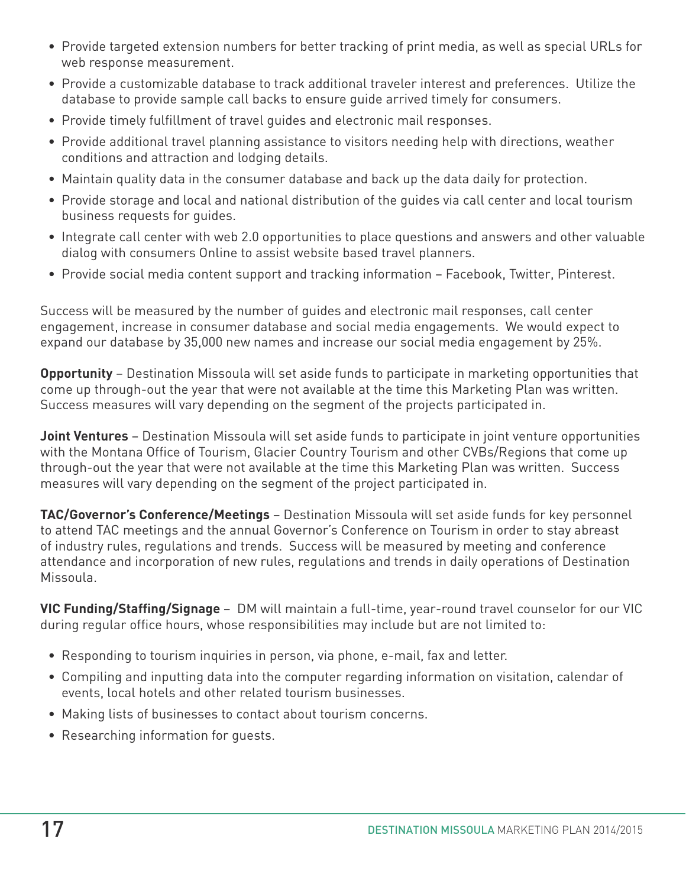- Provide targeted extension numbers for better tracking of print media, as well as special URLs for web response measurement.
- Provide a customizable database to track additional traveler interest and preferences. Utilize the database to provide sample call backs to ensure guide arrived timely for consumers.
- Provide timely fulfillment of travel guides and electronic mail responses.
- Provide additional travel planning assistance to visitors needing help with directions, weather conditions and attraction and lodging details.
- Maintain quality data in the consumer database and back up the data daily for protection.
- Provide storage and local and national distribution of the guides via call center and local tourism business requests for guides.
- Integrate call center with web 2.0 opportunities to place questions and answers and other valuable dialog with consumers Online to assist website based travel planners.
- Provide social media content support and tracking information – Facebook, Twitter, Pinterest.

Success will be measured by the number of guides and electronic mail responses, call center engagement, increase in consumer database and social media engagements. We would expect to expand our database by 35,000 new names and increase our social media engagement by 25%.

**Opportunity** – Destination Missoula will set aside funds to participate in marketing opportunities that come up through-out the year that were not available at the time this Marketing Plan was written. Success measures will vary depending on the segment of the projects participated in.

**Joint Ventures** – Destination Missoula will set aside funds to participate in joint venture opportunities with the Montana Office of Tourism, Glacier Country Tourism and other CVBs/Regions that come up through-out the year that were not available at the time this Marketing Plan was written. Success measures will vary depending on the segment of the project participated in.

**TAC/Governor's Conference/Meetings** – Destination Missoula will set aside funds for key personnel to attend TAC meetings and the annual Governor's Conference on Tourism in order to stay abreast of industry rules, regulations and trends. Success will be measured by meeting and conference attendance and incorporation of new rules, regulations and trends in daily operations of Destination Missoula.

**VIC Funding/Staffing/Signage** – DM will maintain a full-time, year-round travel counselor for our VIC during regular office hours, whose responsibilities may include but are not limited to:

- Responding to tourism inquiries in person, via phone, e-mail, fax and letter.
- Compiling and inputting data into the computer regarding information on visitation, calendar of events, local hotels and other related tourism businesses.
- Making lists of businesses to contact about tourism concerns.
- Researching information for guests.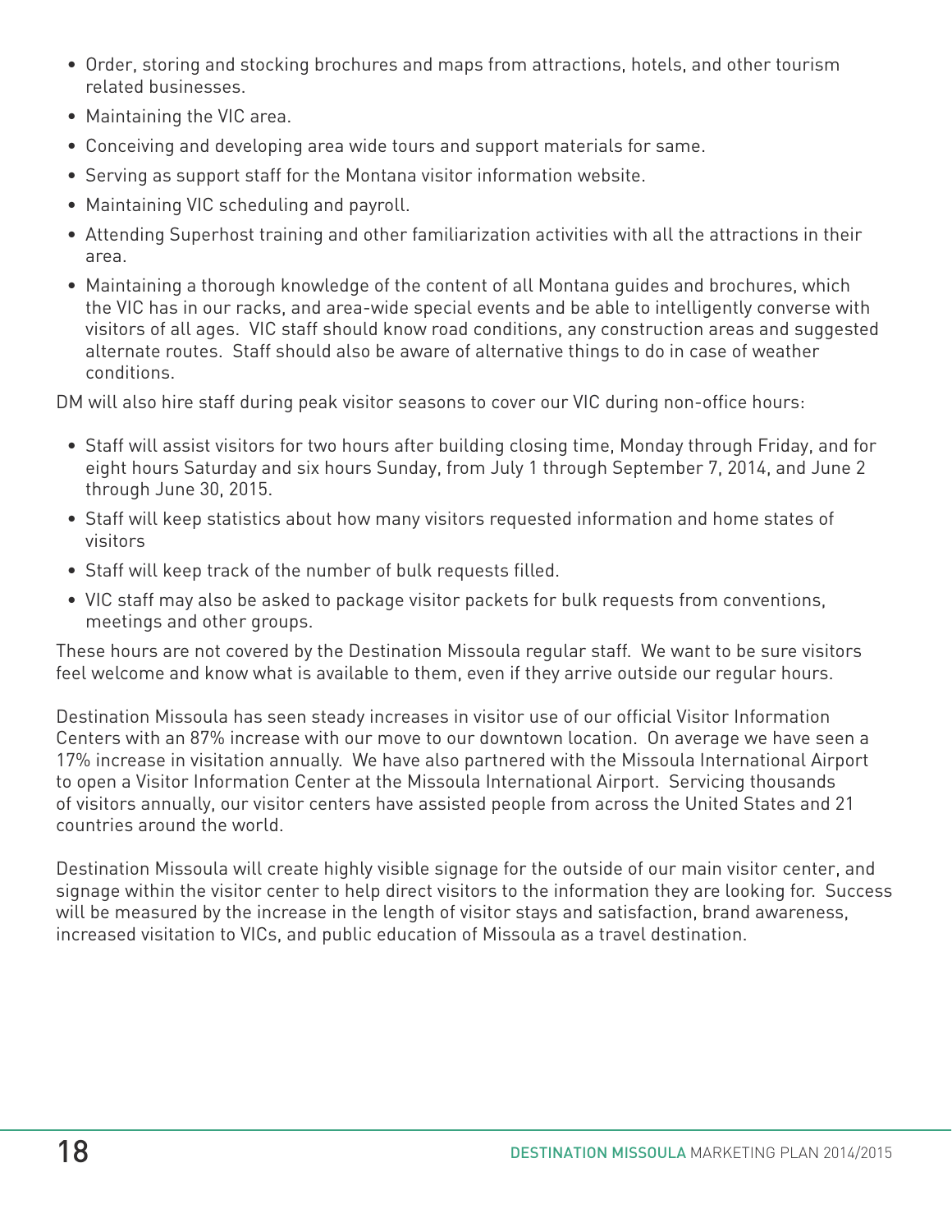- Order, storing and stocking brochures and maps from attractions, hotels, and other tourism related businesses.
- Maintaining the VIC area.
- Conceiving and developing area wide tours and support materials for same.
- Serving as support staff for the Montana visitor information website.
- Maintaining VIC scheduling and payroll.
- Attending Superhost training and other familiarization activities with all the attractions in their area.
- Maintaining a thorough knowledge of the content of all Montana guides and brochures, which the VIC has in our racks, and area-wide special events and be able to intelligently converse with visitors of all ages. VIC staff should know road conditions, any construction areas and suggested alternate routes. Staff should also be aware of alternative things to do in case of weather conditions.

DM will also hire staff during peak visitor seasons to cover our VIC during non-office hours:

- Staff will assist visitors for two hours after building closing time, Monday through Friday, and for eight hours Saturday and six hours Sunday, from July 1 through September 7, 2014, and June 2 through June 30, 2015.
- Staff will keep statistics about how many visitors requested information and home states of visitors
- Staff will keep track of the number of bulk requests filled.
- VIC staff may also be asked to package visitor packets for bulk requests from conventions, meetings and other groups.

These hours are not covered by the Destination Missoula regular staff. We want to be sure visitors feel welcome and know what is available to them, even if they arrive outside our regular hours.

Destination Missoula has seen steady increases in visitor use of our official Visitor Information Centers with an 87% increase with our move to our downtown location. On average we have seen a 17% increase in visitation annually. We have also partnered with the Missoula International Airport to open a Visitor Information Center at the Missoula International Airport. Servicing thousands of visitors annually, our visitor centers have assisted people from across the United States and 21 countries around the world.

Destination Missoula will create highly visible signage for the outside of our main visitor center, and signage within the visitor center to help direct visitors to the information they are looking for. Success will be measured by the increase in the length of visitor stays and satisfaction, brand awareness, increased visitation to VICs, and public education of Missoula as a travel destination.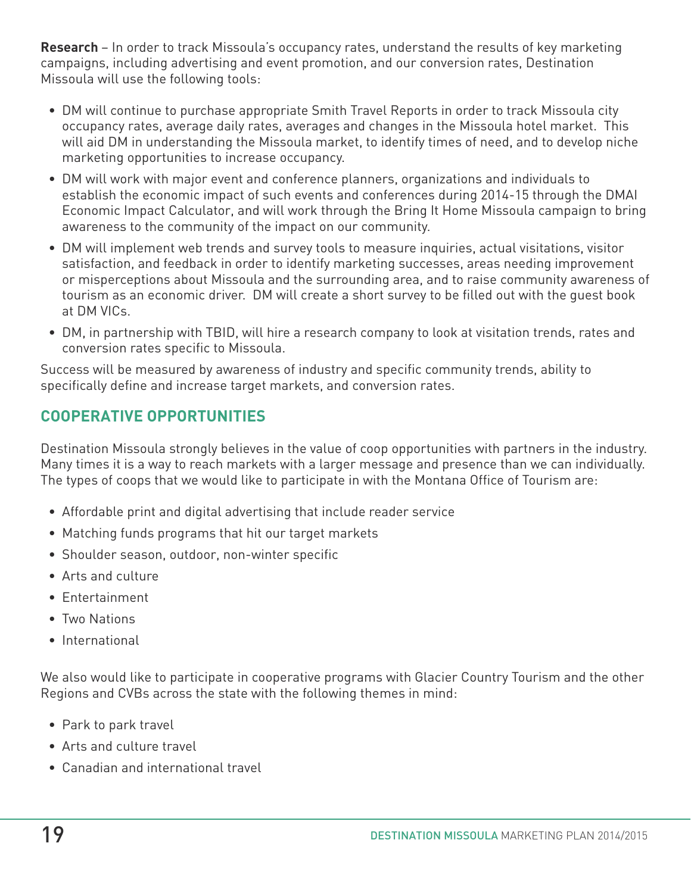**Research** – In order to track Missoula's occupancy rates, understand the results of key marketing campaigns, including advertising and event promotion, and our conversion rates, Destination Missoula will use the following tools:

- DM will continue to purchase appropriate Smith Travel Reports in order to track Missoula city occupancy rates, average daily rates, averages and changes in the Missoula hotel market. This will aid DM in understanding the Missoula market, to identify times of need, and to develop niche marketing opportunities to increase occupancy.
- DM will work with major event and conference planners, organizations and individuals to establish the economic impact of such events and conferences during 2014-15 through the DMAI Economic Impact Calculator, and will work through the Bring It Home Missoula campaign to bring awareness to the community of the impact on our community.
- DM will implement web trends and survey tools to measure inquiries, actual visitations, visitor satisfaction, and feedback in order to identify marketing successes, areas needing improvement or misperceptions about Missoula and the surrounding area, and to raise community awareness of tourism as an economic driver. DM will create a short survey to be filled out with the guest book at DM VICs.
- DM, in partnership with TBID, will hire a research company to look at visitation trends, rates and conversion rates specific to Missoula.

Success will be measured by awareness of industry and specific community trends, ability to specifically define and increase target markets, and conversion rates.

## COOPERATIVE OPPORTUNITIES

Destination Missoula strongly believes in the value of coop opportunities with partners in the industry. Many times it is a way to reach markets with a larger message and presence than we can individually. The types of coops that we would like to participate in with the Montana Office of Tourism are:

- Affordable print and digital advertising that include reader service
- Matching funds programs that hit our target markets
- Shoulder season, outdoor, non-winter specific
- Arts and culture
- Entertainment
- Two Nations
- International

We also would like to participate in cooperative programs with Glacier Country Tourism and the other Regions and CVBs across the state with the following themes in mind:

- Park to park travel
- Arts and culture travel
- Canadian and international travel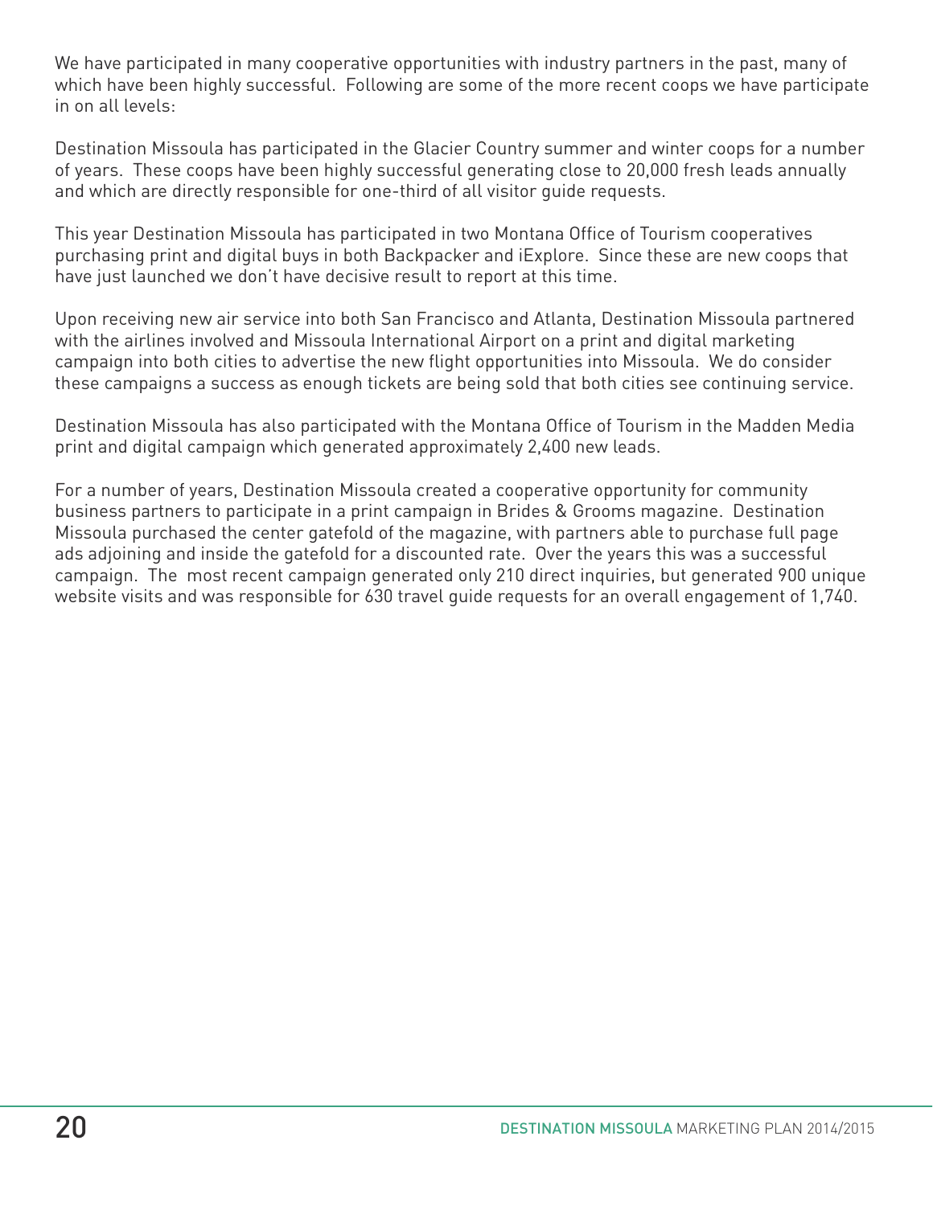We have participated in many cooperative opportunities with industry partners in the past, many of which have been highly successful. Following are some of the more recent coops we have participate in on all levels:

Destination Missoula has participated in the Glacier Country summer and winter coops for a number of years. These coops have been highly successful generating close to 20,000 fresh leads annually and which are directly responsible for one-third of all visitor guide requests.

This year Destination Missoula has participated in two Montana Office of Tourism cooperatives purchasing print and digital buys in both Backpacker and iExplore. Since these are new coops that have just launched we don't have decisive result to report at this time.

Upon receiving new air service into both San Francisco and Atlanta, Destination Missoula partnered with the airlines involved and Missoula International Airport on a print and digital marketing campaign into both cities to advertise the new flight opportunities into Missoula. We do consider these campaigns a success as enough tickets are being sold that both cities see continuing service.

Destination Missoula has also participated with the Montana Office of Tourism in the Madden Media print and digital campaign which generated approximately 2,400 new leads.

For a number of years, Destination Missoula created a cooperative opportunity for community business partners to participate in a print campaign in Brides & Grooms magazine. Destination Missoula purchased the center gatefold of the magazine, with partners able to purchase full page ads adjoining and inside the gatefold for a discounted rate. Over the years this was a successful campaign. The most recent campaign generated only 210 direct inquiries, but generated 900 unique website visits and was responsible for 630 travel guide requests for an overall engagement of 1,740.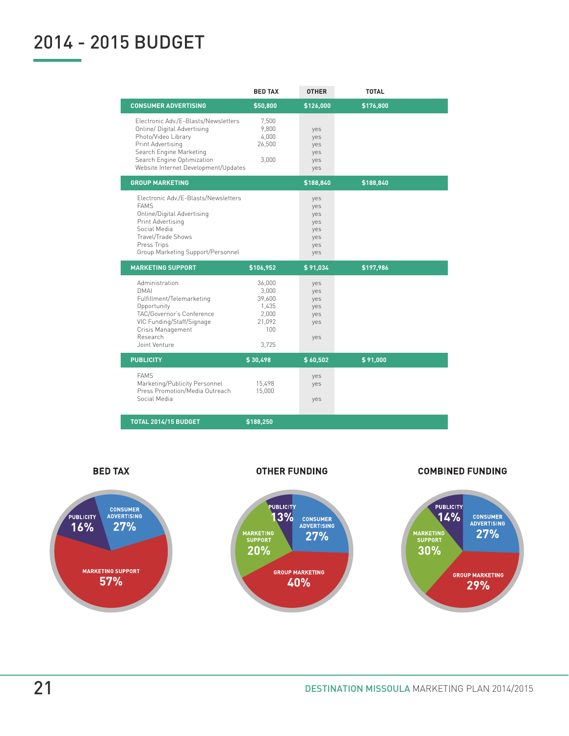# 2014 - 2015 BUDGET

| | BED TAX | OTHER | TOTAL |
|---|---|---|---|
| **CONSUMER ADVERTISING** | **$50,800** | **$126,000** | **$176,800** |
| Electronic Adv./E-Blasts/Newsletters | 7,500 | | |
| Online/ Digital Advertising | 9,800 | yes | |
| Photo/Video Library | 4,000 | yes | |
| Print Advertising | 26,500 | yes | |
| Search Engine Marketing | | yes | |
| Search Engine Optimization | 3,000 | yes | |
| Website Internet Development/Updates | | yes | |
| **GROUP MARKETING** | | **$188,840** | **$188,840** |
| Electronic Adv./E-Blasts/Newsletters | | yes | |
| FAMS | | yes | |
| Online/Digital Advertising | | yes | |
| Print Advertising | | yes | |
| Social Media | | yes | |
| Travel/Trade Shows | | yes | |
| Press Trips | | yes | |
| Group Marketing Support/Personnel | | yes | |
| **MARKETING SUPPORT** | **$106,952** | **$ 91,034** | **$197,986** |
| Administration | 36,000 | yes | |
| DMAI | 3,000 | yes | |
| Fulfillment/Telemarketing | 39,600 | yes | |
| Opportunity | 1,435 | yes | |
| TAC/Governor's Conference | 2,000 | yes | |
| VIC Funding/Staff/Signage | 21,092 | yes | |
| Crisis Management | 100 | | |
| Research | | yes | |
| Joint Venture | 3,725 | | |
| **PUBLICITY** | **$ 30,498** | **$ 60,502** | **$ 91,000** |
| FAMS | | yes | |
| Marketing/Publicity Personnel | 15,498 | yes | |
| Press Promotion/Media Outreach | 15,000 | | |
| Social Media | | yes | |
| **TOTAL 2014/15 BUDGET** | **$188,250** | | |

**BED TAX**

- Consumer Advertising: 27%
- Publicity: 16%
- Marketing Support: 57%

**OTHER FUNDING**

- Publicity: 13%
- Consumer Advertising: 27%
- Marketing Support: 20%
- Group Marketing: 40%

**COMBINED FUNDING**

- Publicity: 14%
- Consumer Advertising: 27%
- Marketing Support: 30%
- Group Marketing: 29%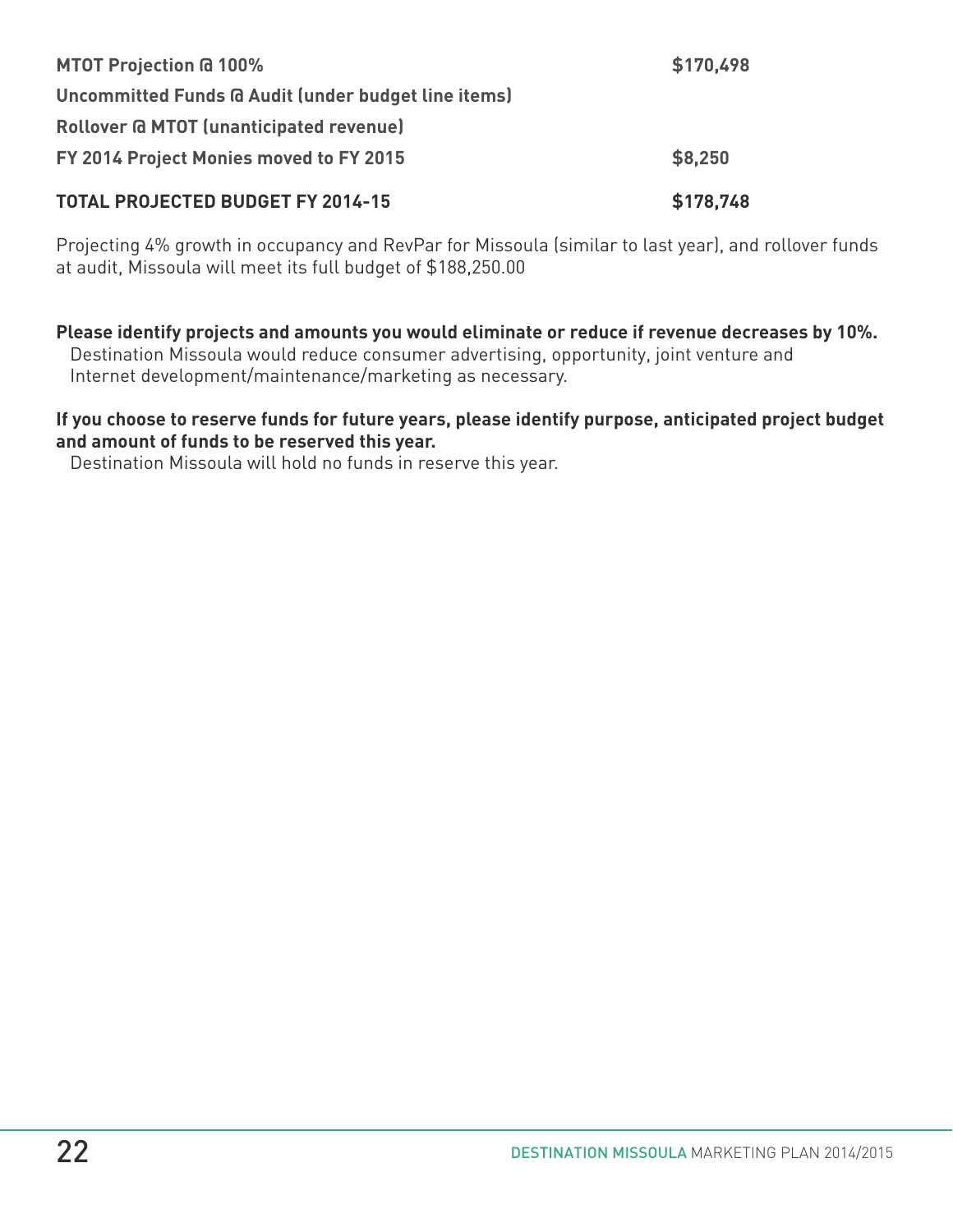| | |
|---|---|
| **MTOT Projection @ 100%** | **$170,498** |
| **Uncommitted Funds @ Audit (under budget line items)** | |
| **Rollover @ MTOT (unanticipated revenue)** | |
| **FY 2014 Project Monies moved to FY 2015** | **$8,250** |
| **TOTAL PROJECTED BUDGET FY 2014-15** | **$178,748** |

Projecting 4% growth in occupancy and RevPar for Missoula (similar to last year), and rollover funds at audit, Missoula will meet its full budget of $188,250.00

**Please identify projects and amounts you would eliminate or reduce if revenue decreases by 10%.**

Destination Missoula would reduce consumer advertising, opportunity, joint venture and Internet development/maintenance/marketing as necessary.

**If you choose to reserve funds for future years, please identify purpose, anticipated project budget and amount of funds to be reserved this year.**

Destination Missoula will hold no funds in reserve this year.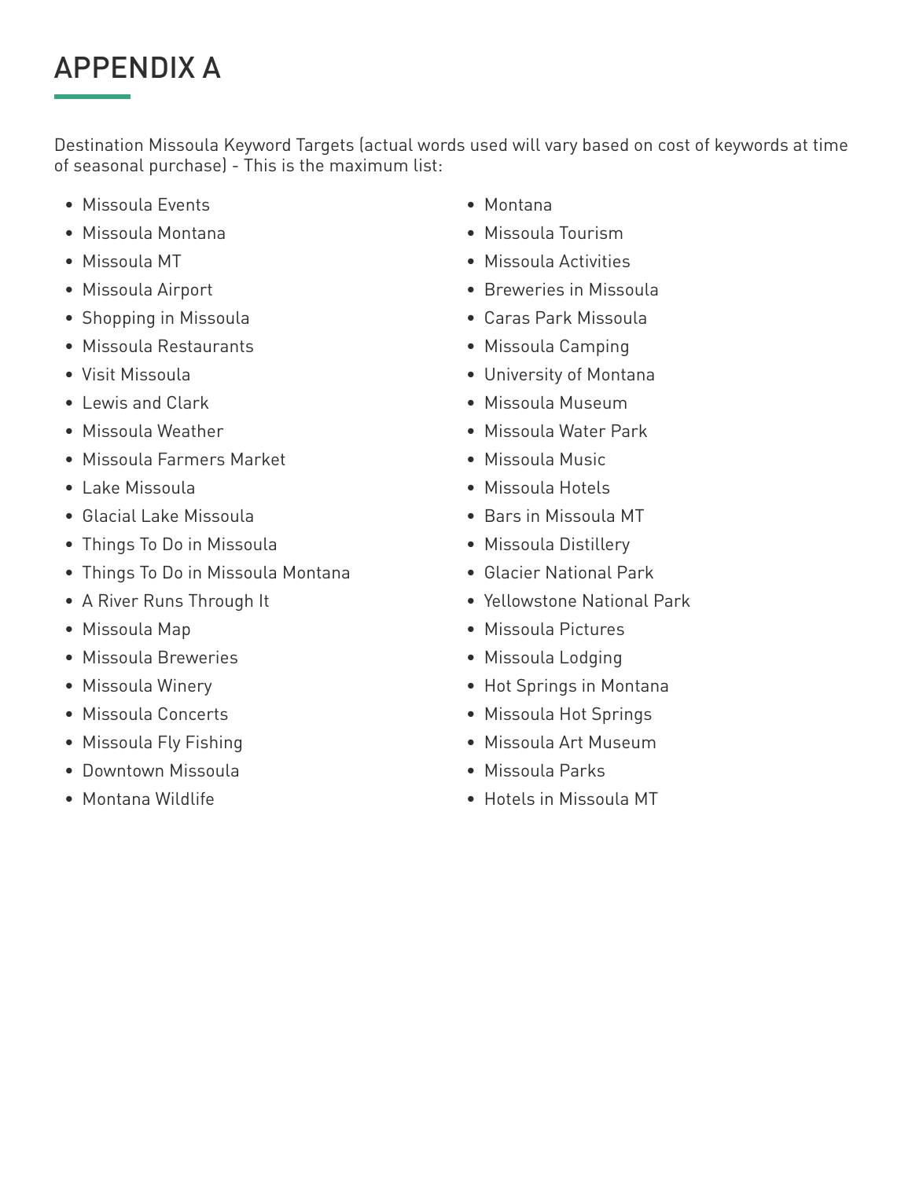# APPENDIX A

Destination Missoula Keyword Targets (actual words used will vary based on cost of keywords at time of seasonal purchase) - This is the maximum list:

- Missoula Events
- Missoula Montana
- Missoula MT
- Missoula Airport
- Shopping in Missoula
- Missoula Restaurants
- Visit Missoula
- Lewis and Clark
- Missoula Weather
- Missoula Farmers Market
- Lake Missoula
- Glacial Lake Missoula
- Things To Do in Missoula
- Things To Do in Missoula Montana
- A River Runs Through It
- Missoula Map
- Missoula Breweries
- Missoula Winery
- Missoula Concerts
- Missoula Fly Fishing
- Downtown Missoula
- Montana Wildlife
- Montana
- Missoula Tourism
- Missoula Activities
- Breweries in Missoula
- Caras Park Missoula
- Missoula Camping
- University of Montana
- Missoula Museum
- Missoula Water Park
- Missoula Music
- Missoula Hotels
- Bars in Missoula MT
- Missoula Distillery
- Glacier National Park
- Yellowstone National Park
- Missoula Pictures
- Missoula Lodging
- Hot Springs in Montana
- Missoula Hot Springs
- Missoula Art Museum
- Missoula Parks
- Hotels in Missoula MT